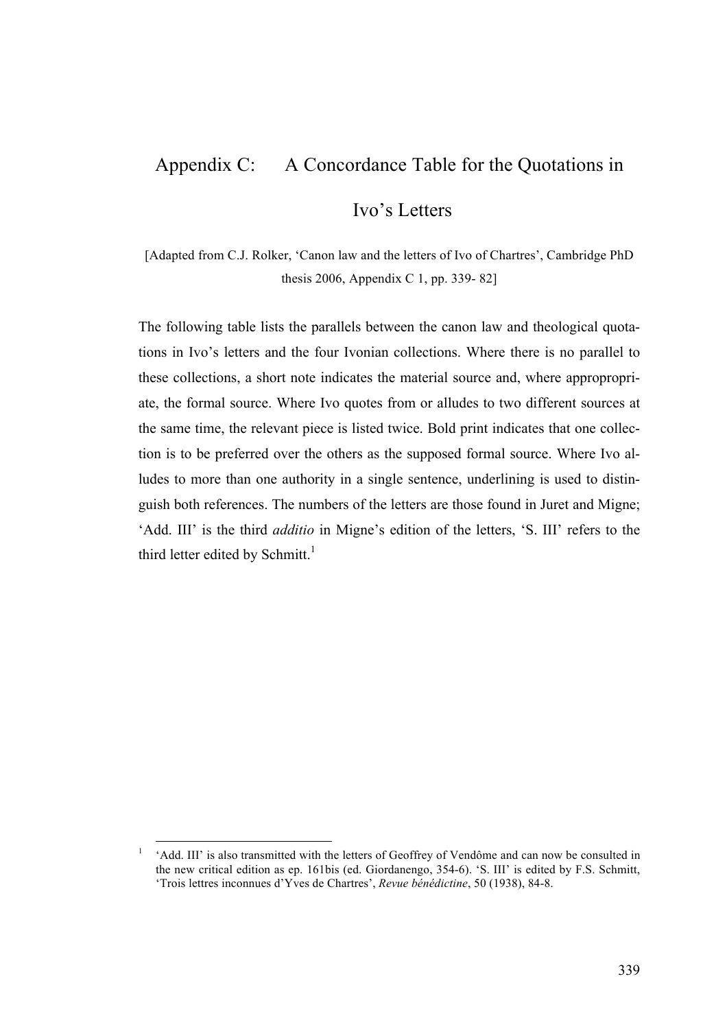# Appendix C: A Concordance Table for the Quotations in Ivo's Letters

[Adapted from C.J. Rolker, 'Canon law and the letters of Ivo of Chartres', Cambridge PhD thesis 2006, Appendix C 1, pp. 339- 82]

The following table lists the parallels between the canon law and theological quotations in Ivo's letters and the four Ivonian collections. Where there is no parallel to these collections, a short note indicates the material source and, where appropropriate, the formal source. Where Ivo quotes from or alludes to two different sources at the same time, the relevant piece is listed twice. Bold print indicates that one collection is to be preferred over the others as the supposed formal source. Where Ivo alludes to more than one authority in a single sentence, underlining is used to distinguish both references. The numbers of the letters are those found in Juret and Migne; 'Add. III' is the third *additio* in Migne's edition of the letters, 'S. III' refers to the third letter edited by Schmitt.[1]

---

[1] 'Add. III' is also transmitted with the letters of Geoffrey of Vendôme and can now be consulted in the new critical edition as ep. 161bis (ed. Giordanengo, 354-6). 'S. III' is edited by F.S. Schmitt, 'Trois lettres inconnues d'Yves de Chartres', *Revue bénédictine*, 50 (1938), 84-8.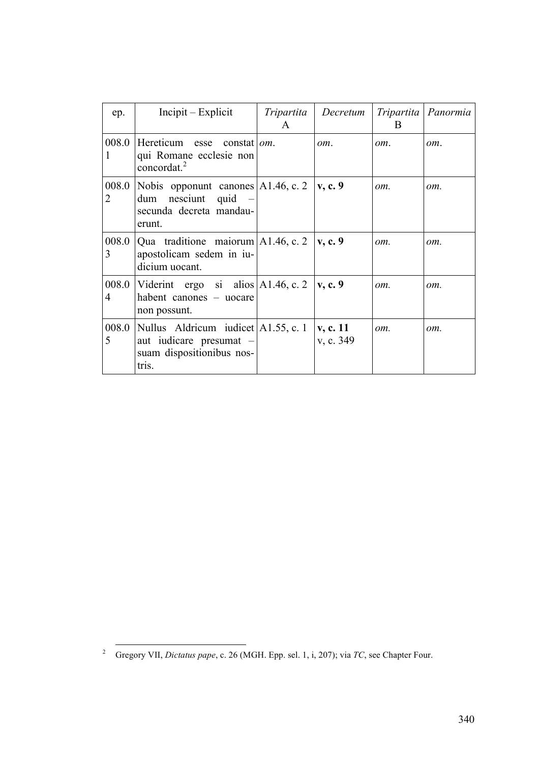| ep. | Incipit – Explicit | *Tripartita* A | *Decretum* | *Tripartita* B | *Panormia* |
|---|---|---|---|---|---|
| 008.01 | Hereticum esse constat qui Romane ecclesie non concordat.[2] | *om*. | *om*. | *om*. | *om*. |
| 008.02 | Nobis opponunt canones dum nesciunt quid – secunda decreta mandauerunt. | A1.46, c. 2 | **v, c. 9** | *om.* | *om.* |
| 008.03 | Qua traditione maiorum apostolicam sedem in iudicium uocant. | A1.46, c. 2 | **v, c. 9** | *om.* | *om.* |
| 008.04 | Viderint ergo si alios habent canones – uocare non possunt. | A1.46, c. 2 | **v, c. 9** | *om.* | *om.* |
| 008.05 | Nullus Aldricum iudicet aut iudicare presumat – suam dispositionibus nostris. | A1.55, c. 1 | **v, c. 11** v, c. 349 | *om.* | *om.* |

[2] Gregory VII, *Dictatus pape*, c. 26 (MGH. Epp. sel. 1, i, 207); via *TC*, see Chapter Four.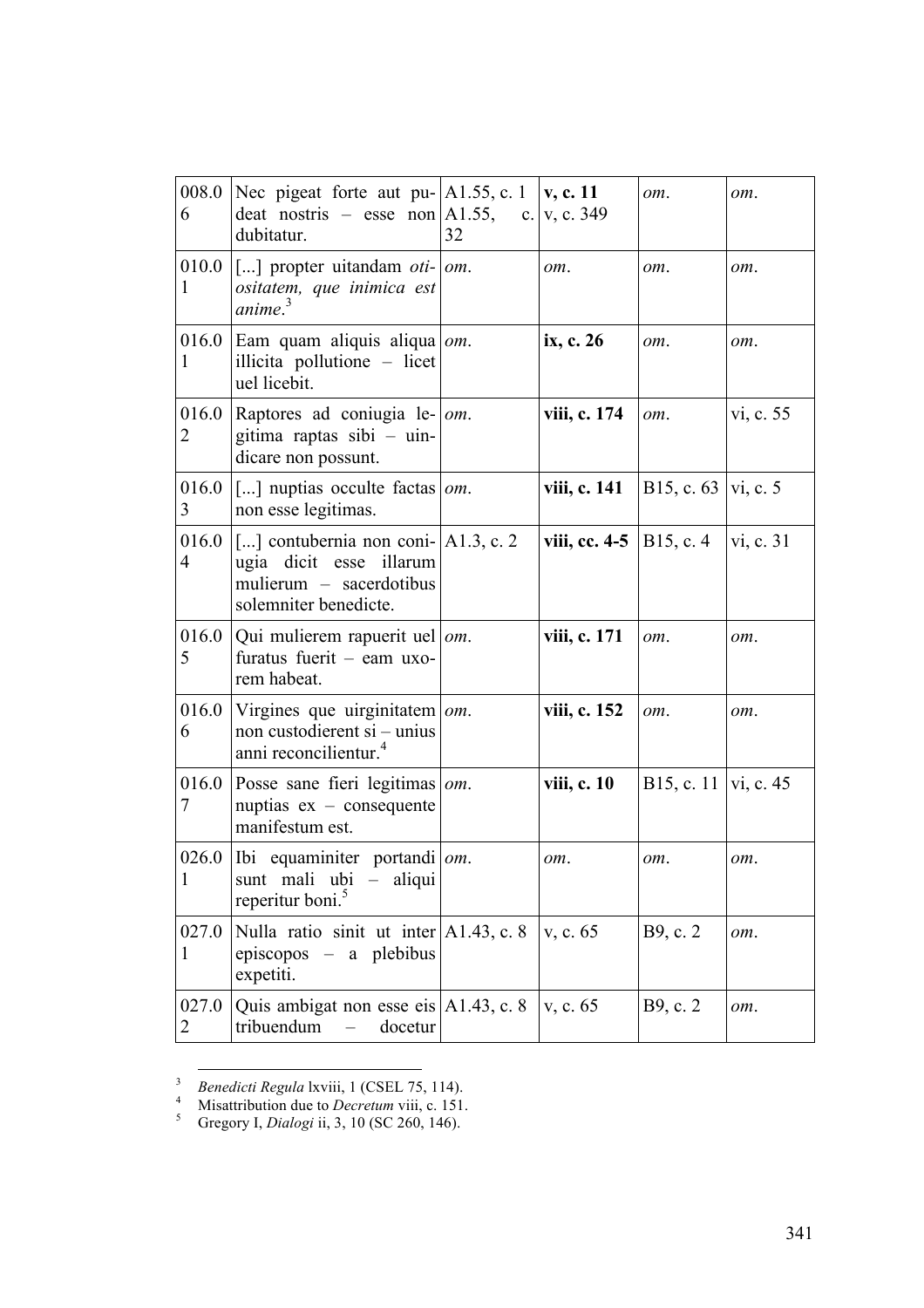| | | | | | |
|---|---|---|---|---|---|
| 008.06 | Nec pigeat forte aut pudeat nostris – esse non dubitatur. | A1.55, c. 1<br>A1.55, c. 32 | **v, c. 11**<br>v, c. 349 | *om.* | *om.* |
| 010.01 | [...] propter uitandam *otiositatem, que inimica est anime*.[3] | *om.* | *om.* | *om.* | *om.* |
| 016.01 | Eam quam aliquis aliqua illicita pollutione – licet uel licebit. | *om.* | **ix, c. 26** | *om.* | *om.* |
| 016.02 | Raptores ad coniugia legitima raptas sibi – uindicare non possunt. | *om.* | **viii, c. 174** | *om.* | vi, c. 55 |
| 016.03 | [...] nuptias occulte factas non esse legitimas. | *om.* | **viii, c. 141** | B15, c. 63 | vi, c. 5 |
| 016.04 | [...] contubernia non coniugia dicit esse illarum mulierum – sacerdotibus solemniter benedicte. | A1.3, c. 2 | **viii, cc. 4-5** | B15, c. 4 | vi, c. 31 |
| 016.05 | Qui mulierem rapuerit uel furatus fuerit – eam uxorem habeat. | *om.* | **viii, c. 171** | *om.* | *om.* |
| 016.06 | Virgines que uirginitatem non custodierent si – unius anni reconcilientur.[4] | *om.* | **viii, c. 152** | *om.* | *om.* |
| 016.07 | Posse sane fieri legitimas nuptias ex – consequente manifestum est. | *om.* | **viii, c. 10** | B15, c. 11 | vi, c. 45 |
| 026.01 | Ibi equaminiter portandi sunt mali ubi – aliqui reperitur boni.[5] | *om.* | *om.* | *om.* | *om.* |
| 027.01 | Nulla ratio sinit ut inter episcopos – a plebibus expetiti. | A1.43, c. 8 | v, c. 65 | B9, c. 2 | *om.* |
| 027.02 | Quis ambigat non esse eis tribuendum – docetur | A1.43, c. 8 | v, c. 65 | B9, c. 2 | *om.* |

[3] *Benedicti Regula* lxviii, 1 (CSEL 75, 114).

[4] Misattribution due to *Decretum* viii, c. 151.

[5] Gregory I, *Dialogi* ii, 3, 10 (SC 260, 146).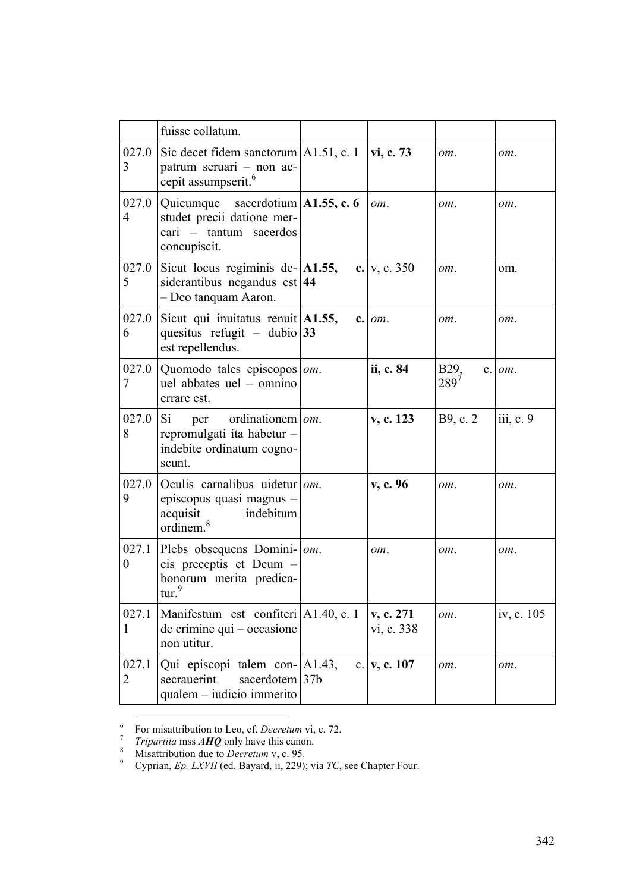| | fuisse collatum. | | | | |
|---|---|---|---|---|---|
| 027.03 | Sic decet fidem sanctorum patrum seruari – non accepit assumpserit.[6] | A1.51, c. 1 | **vi, c. 73** | *om*. | *om*. |
| 027.04 | Quicumque sacerdotium studet precii datione mercari – tantum sacerdos concupiscit. | **A1.55, c. 6** | *om*. | *om*. | *om*. |
| 027.05 | Sicut locus regiminis desiderantibus negandus est – Deo tanquam Aaron. | **A1.55, c. 44** | v, c. 350 | *om*. | om. |
| 027.06 | Sicut qui inuitatus renuit quesitus refugit – dubio est repellendus. | **A1.55, c. 33** | *om*. | *om*. | *om*. |
| 027.07 | Quomodo tales episcopos uel abbates uel – omnino errare est. | *om*. | **ii, c. 84** | B29, c. 289[7] | *om*. |
| 027.08 | Si per ordinationem repromulgati ita habetur – indebite ordinatum cognoscunt. | *om*. | **v, c. 123** | B9, c. 2 | iii, c. 9 |
| 027.09 | Oculis carnalibus uidetur episcopus quasi magnus – acquisit indebitum ordinem.[8] | *om*. | **v, c. 96** | *om*. | *om*. |
| 027.10 | Plebs obsequens Dominicis preceptis et Deum – bonorum merita predicatur.[9] | *om*. | *om*. | *om*. | *om*. |
| 027.11 | Manifestum est confiteri de crimine qui – occasione non utitur. | A1.40, c. 1 | **v, c. 271**<br>vi, c. 338 | *om*. | iv, c. 105 |
| 027.12 | Qui episcopi talem consecrauerint sacerdotem qualem – iudicio immerito | A1.43, c. 37b | **v, c. 107** | *om*. | *om*. |

[6] For misattribution to Leo, cf. *Decretum* vi, c. 72.

[7] *Tripartita* mss ***AHQ*** only have this canon.

[8] Misattribution due to *Decretum* v, c. 95.

[9] Cyprian, *Ep. LXVII* (ed. Bayard, ii, 229); via *TC*, see Chapter Four.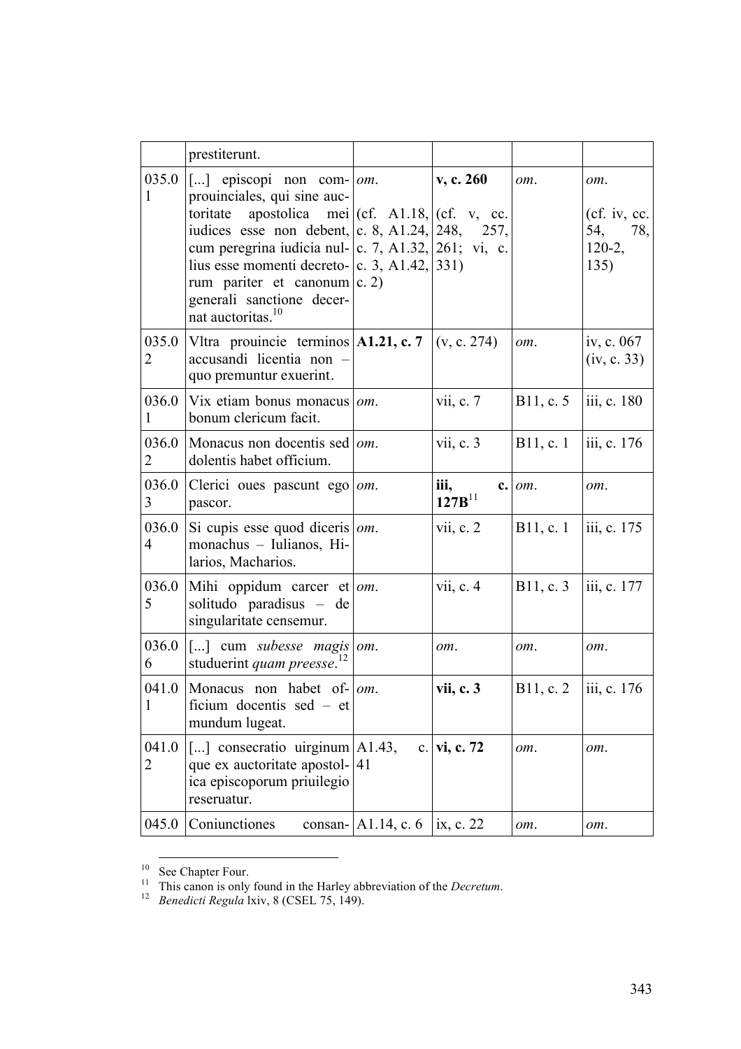| | | | | | |
|---|---|---|---|---|---|
| | prestiterunt. | | | | |
| 035.01 | [...] episcopi non comprouinciales, qui sine auctoritate apostolica mei iudices esse non debent, cum peregrina iudicia nullius esse momenti decretorum pariter et canonum generali sanctione decernat auctoritas.[10] | *om.* (cf. A1.18, c. 8, A1.24, c. 7, A1.32, c. 3, A1.42, c. 2) | **v, c. 260** (cf. v, cc. 248, 257, 261; vi, c. 331) | *om.* | *om.* (cf. iv, cc. 54, 78, 120-2, 135) |
| 035.02 | Vltra prouincie terminos accusandi licentia non – quo premuntur exuerint. | **A1.21, c. 7** | (v, c. 274) | *om.* | iv, c. 067 (iv, c. 33) |
| 036.01 | Vix etiam bonus monacus bonum clericum facit. | *om.* | vii, c. 7 | B11, c. 5 | iii, c. 180 |
| 036.02 | Monacus non docentis sed dolentis habet officium. | *om.* | vii, c. 3 | B11, c. 1 | iii, c. 176 |
| 036.03 | Clerici oues pascunt ego pascor. | *om.* | **iii, c. 127B**[11] | *om.* | *om.* |
| 036.04 | Si cupis esse quod diceris monachus – Iulianos, Hilarios, Macharios. | *om.* | vii, c. 2 | B11, c. 1 | iii, c. 175 |
| 036.05 | Mihi oppidum carcer et solitudo paradisus – de singularitate censemur. | *om.* | vii, c. 4 | B11, c. 3 | iii, c. 177 |
| 036.06 | [...] cum *subesse magis* studuerint *quam preesse*.[12] | *om.* | *om.* | *om.* | *om.* |
| 041.01 | Monacus non habet officium docentis sed – et mundum lugeat. | *om.* | **vii, c. 3** | B11, c. 2 | iii, c. 176 |
| 041.02 | [...] consecratio uirginum que ex auctoritate apostolica episcoporum priuilegio reseruatur. | A1.43, c. 41 | **vi, c. 72** | *om.* | *om.* |
| 045.0 | Coniunctiones consan- | A1.14, c. 6 | ix, c. 22 | *om.* | *om.* |

[10] See Chapter Four.

[11] This canon is only found in the Harley abbreviation of the *Decretum*.

[12] *Benedicti Regula* lxiv, 8 (CSEL 75, 149).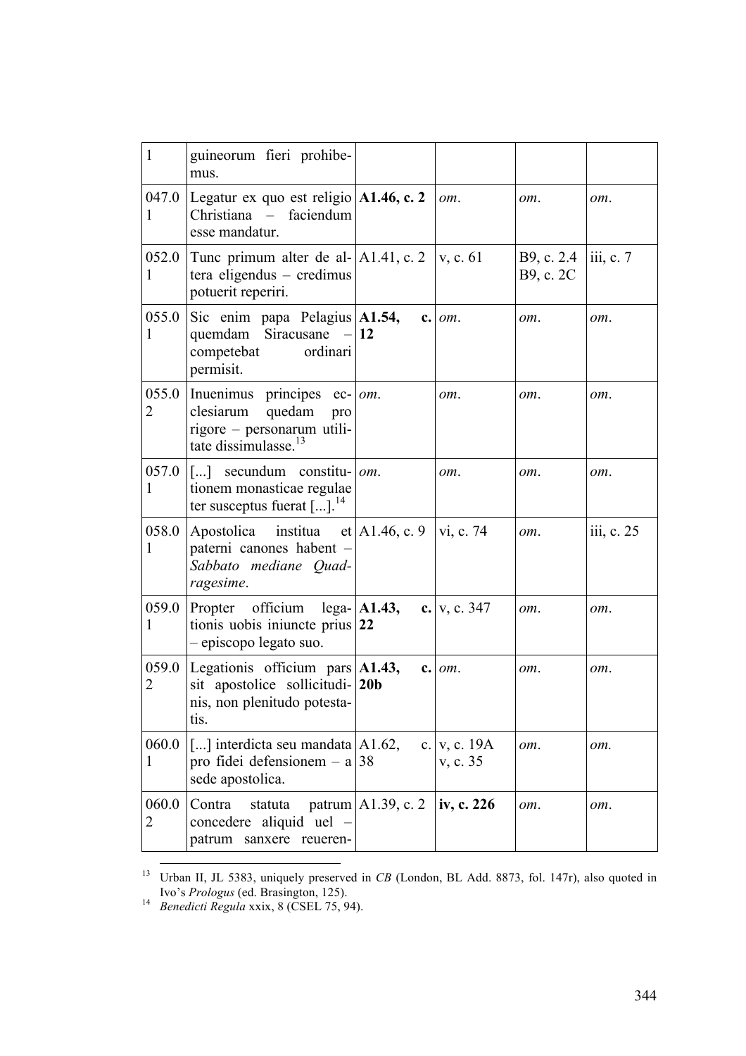| | | | | | |
|---|---|---|---|---|---|
| 1 | guineorum fieri prohibemus. | | | | |
| 047.01 | Legatur ex quo est religio Christiana – faciendum esse mandatur. | **A1.46, c. 2** | *om.* | *om.* | *om.* |
| 052.01 | Tunc primum alter de altera eligendus – credimus potuerit reperiri. | A1.41, c. 2 | v, c. 61 | B9, c. 2.4<br>B9, c. 2C | iii, c. 7 |
| 055.01 | Sic enim papa Pelagius quemdam Siracusane – competebat ordinari permisit. | **A1.54, c. 12** | *om.* | *om.* | *om.* |
| 055.02 | Inuenimus principes ecclesiarum quedam pro rigore – personarum utilitate dissimulasse.[13] | *om.* | *om.* | *om.* | *om.* |
| 057.01 | [...] secundum constitutionem monasticae regulae ter susceptus fuerat [...].[14] | *om.* | *om.* | *om.* | *om.* |
| 058.01 | Apostolica institua et paterni canones habent – *Sabbato mediane Quadragesime*. | A1.46, c. 9 | vi, c. 74 | *om.* | iii, c. 25 |
| 059.01 | Propter officium legationis uobis iniuncte prius – episcopo legato suo. | **A1.43, c. 22** | v, c. 347 | *om.* | *om.* |
| 059.02 | Legationis officium pars sit apostolice sollicitudinis, non plenitudo potestatis. | **A1.43, c. 20b** | *om.* | *om.* | *om.* |
| 060.01 | [...] interdicta seu mandata pro fidei defensionem – a sede apostolica. | A1.62, c. 38 | v, c. 19A<br>v, c. 35 | *om.* | *om.* |
| 060.02 | Contra statuta patrum concedere aliquid uel – patrum sanxere reueren- | A1.39, c. 2 | **iv, c. 226** | *om.* | *om.* |

[13] Urban II, JL 5383, uniquely preserved in *CB* (London, BL Add. 8873, fol. 147r), also quoted in Ivo's *Prologus* (ed. Brasington, 125).

[14] *Benedicti Regula* xxix, 8 (CSEL 75, 94).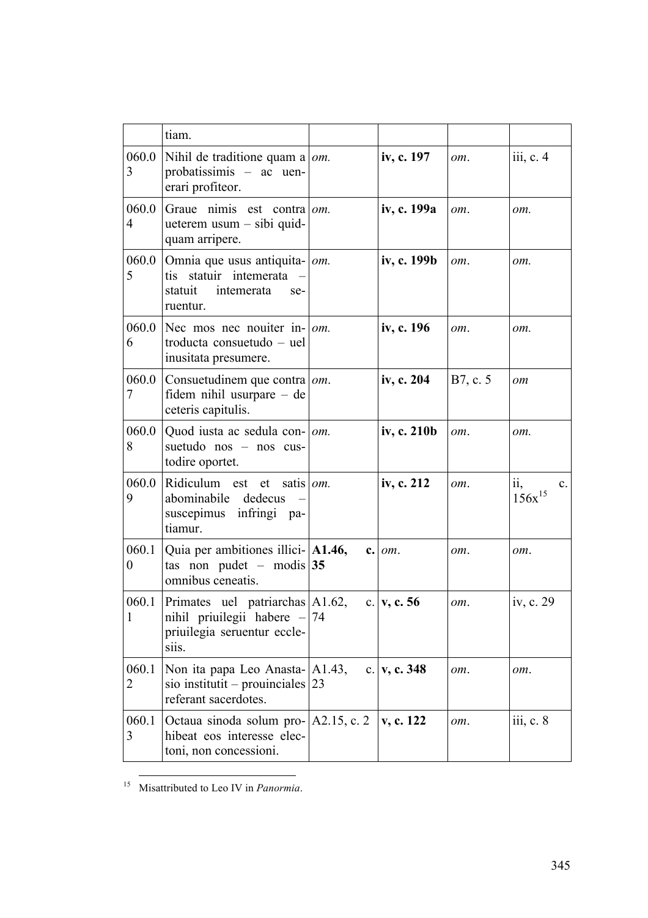| | | | | | |
|---|---|---|---|---|---|
| | tiam. | | | | |
| 060.03 | Nihil de traditione quam a probatissimis – ac uenerari profiteor. | *om.* | **iv, c. 197** | *om*. | iii, c. 4 |
| 060.04 | Graue nimis est contra ueterem usum – sibi quidquam arripere. | *om.* | **iv, c. 199a** | *om*. | *om.* |
| 060.05 | Omnia que usus antiquitatis statuir intemerata – statuit intemerata seruentur. | *om.* | **iv, c. 199b** | *om*. | *om.* |
| 060.06 | Nec mos nec nouiter introducta consuetudo – uel inusitata presumere. | *om.* | **iv, c. 196** | *om*. | *om.* |
| 060.07 | Consuetudinem que contra fidem nihil usurpare – de ceteris capitulis. | *om*. | **iv, c. 204** | B7, c. 5 | *om* |
| 060.08 | Quod iusta ac sedula consuetudo nos – nos custodire oportet. | *om.* | **iv, c. 210b** | *om*. | *om.* |
| 060.09 | Ridiculum est et satis abominabile dedecus – suscepimus infringi patiamur. | *om.* | **iv, c. 212** | *om*. | ii, c. 156x[15] |
| 060.10 | Quia per ambitiones illicitas non pudet – modis omnibus ceneatis. | **A1.46, c. 35** | *om*. | *om*. | *om*. |
| 060.11 | Primates uel patriarchas nihil priuilegii habere – priuilegia seruentur ecclesiis. | A1.62, c. 74 | **v, c. 56** | *om*. | iv, c. 29 |
| 060.12 | Non ita papa Leo Anastasio institutit – prouinciales referant sacerdotes. | A1.43, c. 23 | **v, c. 348** | *om*. | *om*. |
| 060.13 | Octaua sinoda solum prohibeat eos interesse electoni, non concessioni. | A2.15, c. 2 | **v, c. 122** | *om*. | iii, c. 8 |

[15] Misattributed to Leo IV in *Panormia*.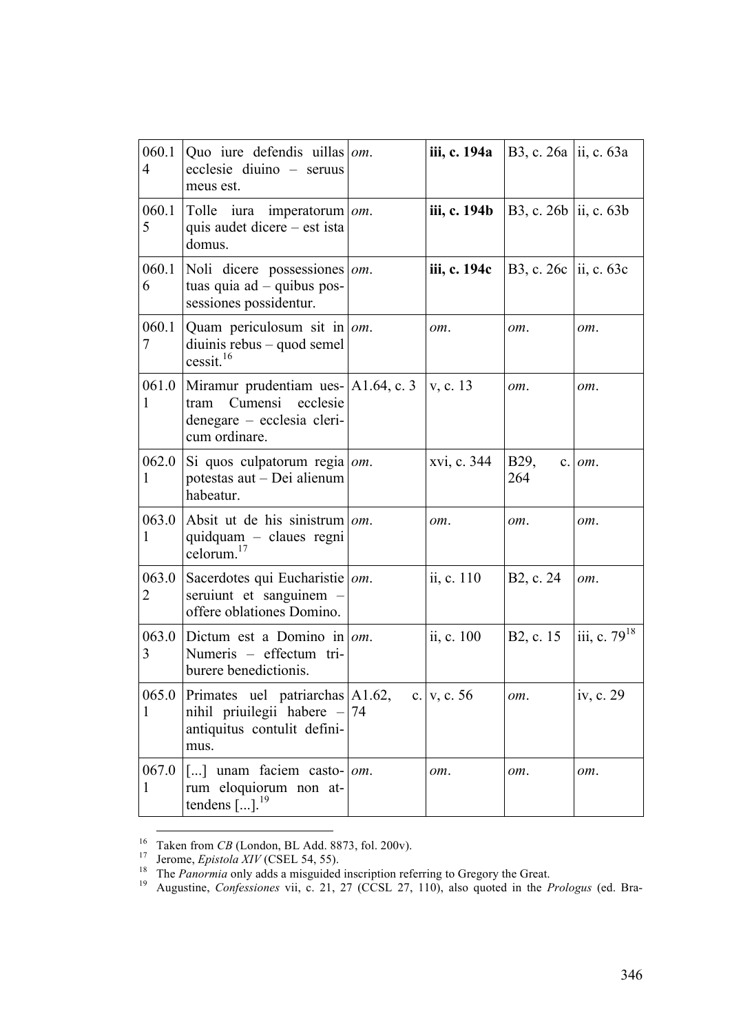| | | | | | |
|---|---|---|---|---|---|
| 060.14 | Quo iure defendis uillas ecclesie diuino – seruus meus est. | *om.* | **iii, c. 194a** | B3, c. 26a | ii, c. 63a |
| 060.15 | Tolle iura imperatorum quis audet dicere – est ista domus. | *om.* | **iii, c. 194b** | B3, c. 26b | ii, c. 63b |
| 060.16 | Noli dicere possessiones tuas quia ad – quibus possessiones possidentur. | *om.* | **iii, c. 194c** | B3, c. 26c | ii, c. 63c |
| 060.17 | Quam periculosum sit in diuinis rebus – quod semel cessit.[16] | *om.* | *om.* | *om.* | *om.* |
| 061.01 | Miramur prudentiam uestram Cumensi ecclesie denegare – ecclesia clericum ordinare. | A1.64, c. 3 | v, c. 13 | *om.* | *om.* |
| 062.01 | Si quos culpatorum regia potestas aut – Dei alienum habeatur. | *om.* | xvi, c. 344 | B29, c. 264 | *om.* |
| 063.01 | Absit ut de his sinistrum quidquam – claues regni celorum.[17] | *om.* | *om.* | *om.* | *om.* |
| 063.02 | Sacerdotes qui Eucharistie seruiunt et sanguinem – offere oblationes Domino. | *om.* | ii, c. 110 | B2, c. 24 | *om.* |
| 063.03 | Dictum est a Domino in Numeris – effectum tribuere benedictionis. | *om.* | ii, c. 100 | B2, c. 15 | iii, c. 79[18] |
| 065.01 | Primates uel patriarchas nihil priuilegii habere – antiquitus contulit definimus. | A1.62, c. 74 | v, c. 56 | *om.* | iv, c. 29 |
| 067.01 | [...] unam faciem castorum eloquiorum non attendens [...].[19] | *om.* | *om.* | *om.* | *om.* |

[16] Taken from *CB* (London, BL Add. 8873, fol. 200v).

[17] Jerome, *Epistola XIV* (CSEL 54, 55).

[18] The *Panormia* only adds a misguided inscription referring to Gregory the Great.

[19] Augustine, *Confessiones* vii, c. 21, 27 (CCSL 27, 110), also quoted in the *Prologus* (ed. Bra-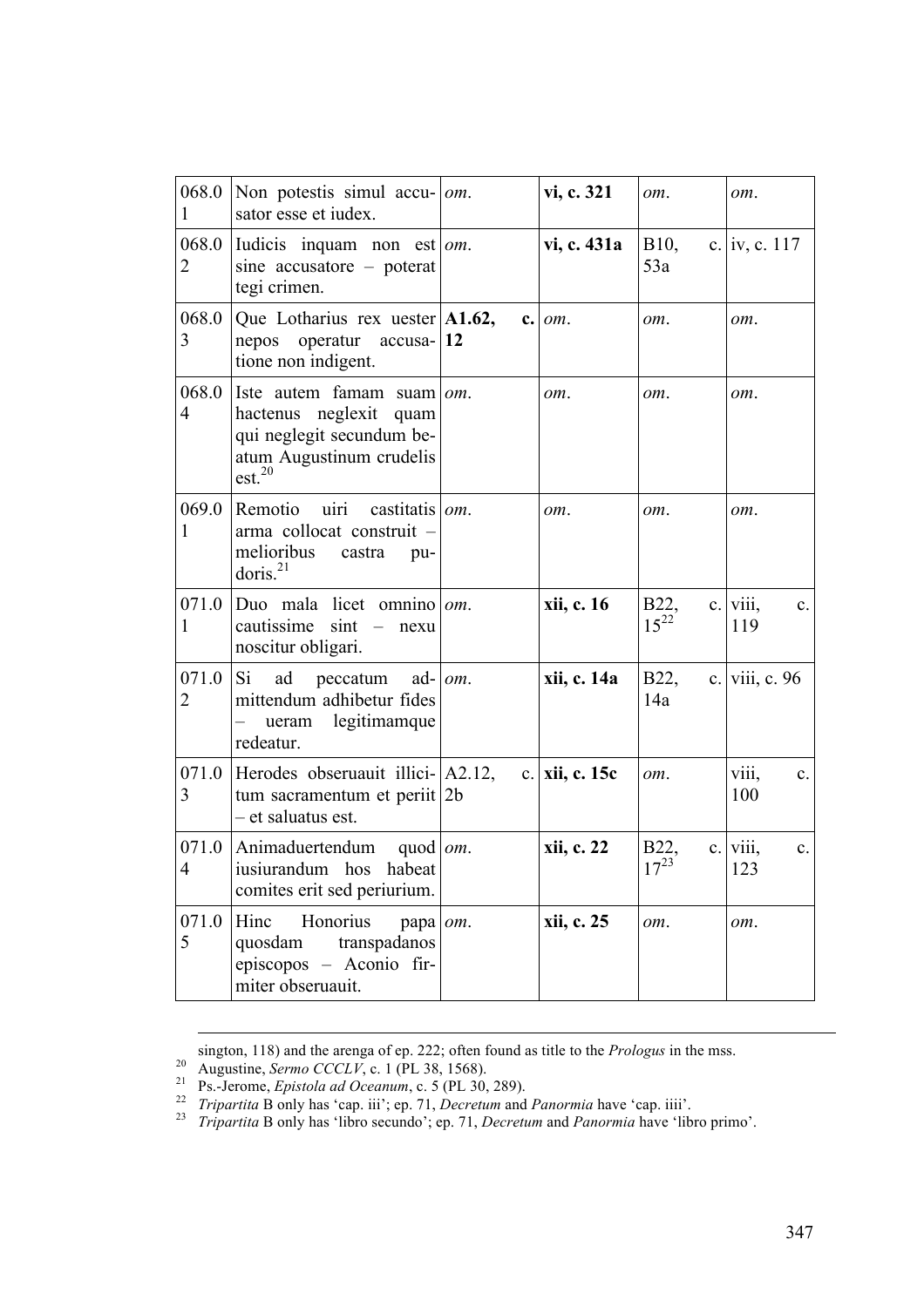| | | | | | |
|---|---|---|---|---|---|
| 068.01 | Non potestis simul accusator esse et iudex. | *om.* | **vi, c. 321** | *om.* | *om.* |
| 068.02 | Iudicis inquam non est sine accusatore – poterat tegi crimen. | *om.* | **vi, c. 431a** | B10, c. 53a | iv, c. 117 |
| 068.03 | Que Lotharius rex uester nepos operatur accusatione non indigent. | **A1.62, c. 12** | *om.* | *om.* | *om.* |
| 068.04 | Iste autem famam suam hactenus neglexit quam qui neglegit secundum beatum Augustinum crudelis est.[20] | *om.* | *om.* | *om.* | *om.* |
| 069.01 | Remotio uiri castitatis arma collocat construit – melioribus castra pudoris.[21] | *om.* | *om.* | *om.* | *om.* |
| 071.01 | Duo mala licet omnino cautissime sint – nexu noscitur obligari. | *om.* | **xii, c. 16** | B22, c. 15[22] | viii, c. 119 |
| 071.02 | Si ad peccatum admittendum adhibetur fides – ueram legitimamque redeatur. | *om.* | **xii, c. 14a** | B22, c. 14a | viii, c. 96 |
| 071.03 | Herodes obseruauit illicitum sacramentum et periit – et saluatus est. | A2.12, c. 2b | **xii, c. 15c** | *om.* | viii, c. 100 |
| 071.04 | Animaduertendum quod iusiurandum hos habeat comites erit sed periurium. | *om.* | **xii, c. 22** | B22, c. 17[23] | viii, c. 123 |
| 071.05 | Hinc Honorius papa quosdam transpadanos episcopos – Aconio firmiter obseruauit. | *om.* | **xii, c. 25** | *om.* | *om.* |

sington, 118) and the arenga of ep. 222; often found as title to the *Prologus* in the mss.

[20] Augustine, *Sermo CCCLV*, c. 1 (PL 38, 1568).

[21] Ps.-Jerome, *Epistola ad Oceanum*, c. 5 (PL 30, 289).

[22] *Tripartita* B only has 'cap. iii'; ep. 71, *Decretum* and *Panormia* have 'cap. iiii'.

[23] *Tripartita* B only has 'libro secundo'; ep. 71, *Decretum* and *Panormia* have 'libro primo'.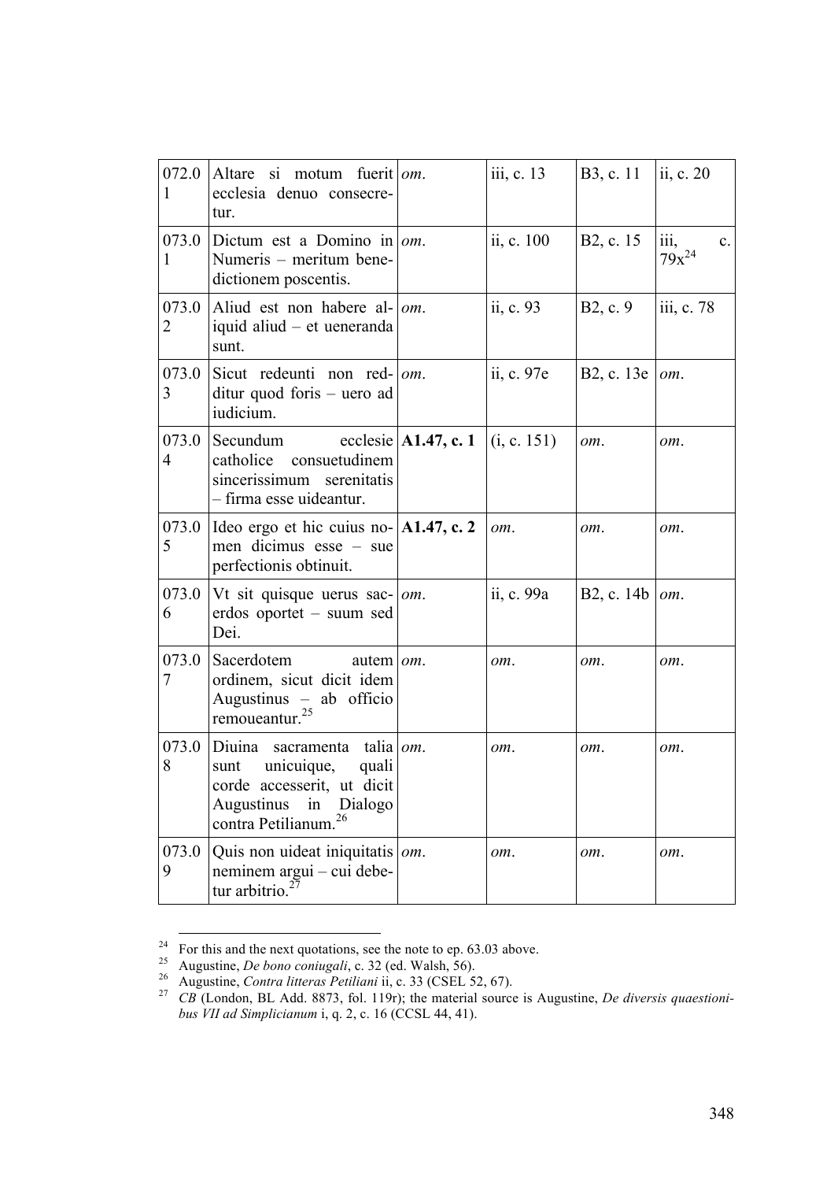| | | | | | |
|---|---|---|---|---|---|
| 072.01 | Altare si motum fuerit ecclesia denuo consecretur. | *om.* | iii, c. 13 | B3, c. 11 | ii, c. 20 |
| 073.01 | Dictum est a Domino in Numeris – meritum benedictionem poscentis. | *om.* | ii, c. 100 | B2, c. 15 | iii, c. 79x[24] |
| 073.02 | Aliud est non habere aliquid aliud – et ueneranda sunt. | *om.* | ii, c. 93 | B2, c. 9 | iii, c. 78 |
| 073.03 | Sicut redeunti non redditur quod foris – uero ad iudicium. | *om.* | ii, c. 97e | B2, c. 13e | *om.* |
| 073.04 | Secundum ecclesie catholice consuetudinem sincerissimum serenitatis – firma esse uideantur. | **A1.47, c. 1** | (i, c. 151) | *om.* | *om.* |
| 073.05 | Ideo ergo et hic cuius nomen dicimus esse – sue perfectionis obtinuit. | **A1.47, c. 2** | *om.* | *om.* | *om.* |
| 073.06 | Vt sit quisque uerus sacerdos oportet – suum sed Dei. | *om.* | ii, c. 99a | B2, c. 14b | *om.* |
| 073.07 | Sacerdotem autem ordinem, sicut dicit idem Augustinus – ab officio remoueantur.[25] | *om.* | *om.* | *om.* | *om.* |
| 073.08 | Diuina sacramenta talia sunt unicuique, quali corde accesserit, ut dicit Augustinus in Dialogo contra Petilianum.[26] | *om.* | *om.* | *om.* | *om.* |
| 073.09 | Quis non uideat iniquitatis neminem argui – cui debetur arbitrio.[27] | *om.* | *om.* | *om.* | *om.* |

[24] For this and the next quotations, see the note to ep. 63.03 above.

[25] Augustine, *De bono coniugali*, c. 32 (ed. Walsh, 56).

[26] Augustine, *Contra litteras Petiliani* ii, c. 33 (CSEL 52, 67).

[27] *CB* (London, BL Add. 8873, fol. 119r); the material source is Augustine, *De diversis quaestionibus VII ad Simplicianum* i, q. 2, c. 16 (CCSL 44, 41).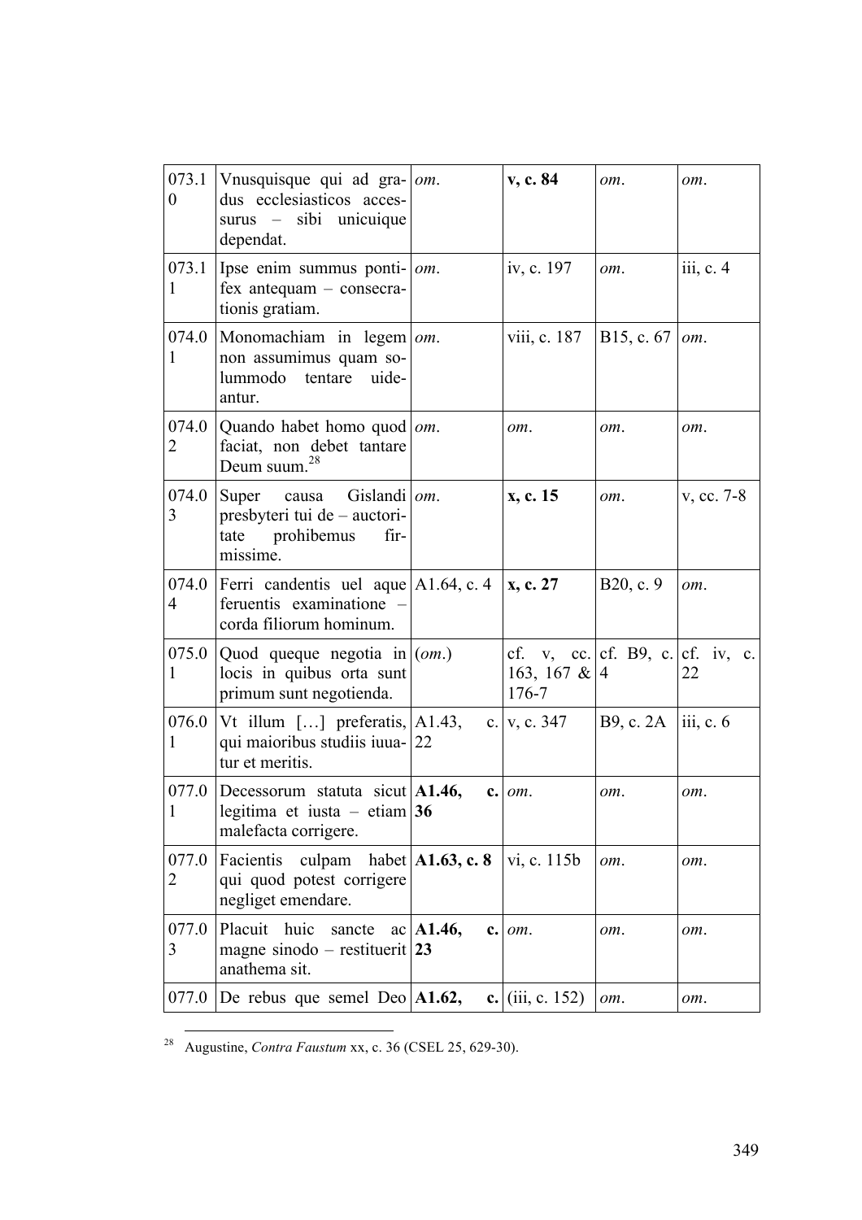| | | | | | |
|---|---|---|---|---|---|
| 073.10 | Vnusquisque qui ad gradus ecclesiasticos accessurus – sibi unicuique dependat. | *om*. | **v, c. 84** | *om*. | *om*. |
| 073.11 | Ipse enim summus pontifex antequam – consecrationis gratiam. | *om*. | iv, c. 197 | *om*. | iii, c. 4 |
| 074.01 | Monomachiam in legem non assumimus quam solummodo tentare uideantur. | *om*. | viii, c. 187 | B15, c. 67 | *om*. |
| 074.02 | Quando habet homo quod faciat, non debet tantare Deum suum.[28] | *om*. | *om*. | *om*. | *om*. |
| 074.03 | Super causa Gislandi presbyteri tui de – auctoritate prohibemus firmissime. | *om*. | **x, c. 15** | *om*. | v, cc. 7-8 |
| 074.04 | Ferri candentis uel aque feruentis examinatione – corda filiorum hominum. | A1.64, c. 4 | **x, c. 27** | B20, c. 9 | *om*. |
| 075.01 | Quod queque negotia in locis in quibus orta sunt primum sunt negotienda. | (*om*.) | cf. v, cc. 163, 167 & 176-7 | cf. B9, c. 4 | cf. iv, c. 22 |
| 076.01 | Vt illum […] preferatis, qui maioribus studiis iuuatur et meritis. | A1.43, c. 22 | v, c. 347 | B9, c. 2A | iii, c. 6 |
| 077.01 | Decessorum statuta sicut legitima et iusta – etiam malefacta corrigere. | **A1.46, c. 36** | *om*. | *om*. | *om*. |
| 077.02 | Facientis culpam habet qui quod potest corrigere negliget emendare. | **A1.63, c. 8** | vi, c. 115b | *om*. | *om*. |
| 077.03 | Placuit huic sancte ac magne sinodo – restituerit anathema sit. | **A1.46, c. 23** | *om*. | *om*. | *om*. |
| 077.0 | De rebus que semel Deo | **A1.62, c.** | (iii, c. 152) | *om*. | *om*. |

[28] Augustine, *Contra Faustum* xx, c. 36 (CSEL 25, 629-30).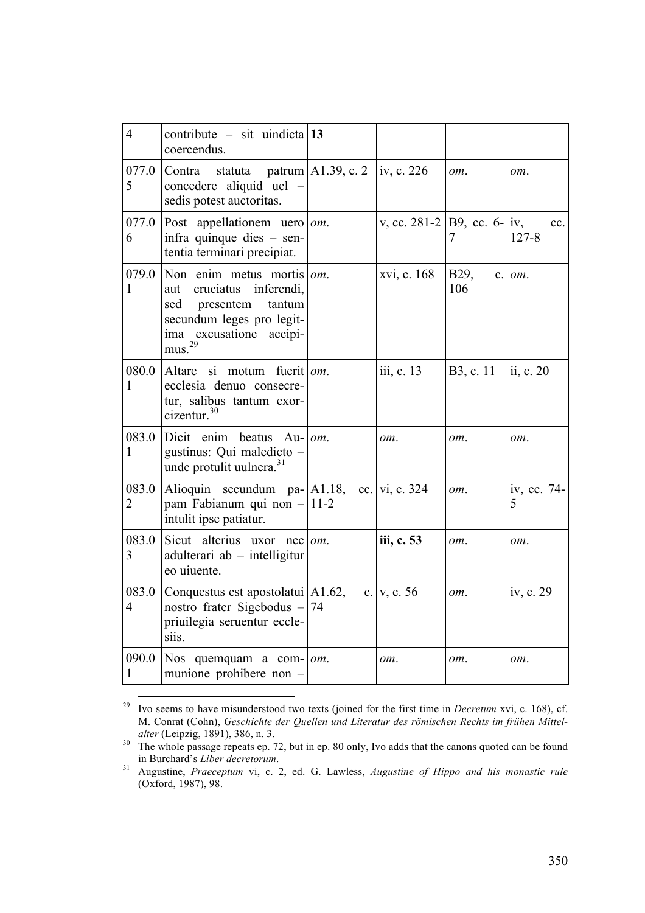| 4 | contribute – sit uindicta coercendus. | **13** | | | |
|---|---|---|---|---|---|
| 077.05 | Contra statuta patrum concedere aliquid uel – sedis potest auctoritas. | A1.39, c. 2 | iv, c. 226 | *om*. | *om*. |
| 077.06 | Post appellationem uero infra quinque dies – sententia terminari precipiat. | *om*. | v, cc. 281-2 | B9, cc. 6-7 | iv, cc. 127-8 |
| 079.01 | Non enim metus mortis aut cruciatus inferendi, sed presentem tantum secundum leges pro legitima excusatione accipimus.[29] | *om*. | xvi, c. 168 | B29, c. 106 | *om*. |
| 080.01 | Altare si motum fuerit ecclesia denuo consecretur, salibus tantum exorcizentur.[30] | *om*. | iii, c. 13 | B3, c. 11 | ii, c. 20 |
| 083.01 | Dicit enim beatus Augustinus: Qui maledicto – unde protulit uulnera.[31] | *om*. | *om*. | *om*. | *om*. |
| 083.02 | Alioquin secundum papam Fabianum qui non – intulit ipse patiatur. | A1.18, cc. 11-2 | vi, c. 324 | *om*. | iv, cc. 74-5 |
| 083.03 | Sicut alterius uxor nec adulterari ab – intelligitur eo uiuente. | *om*. | **iii, c. 53** | *om*. | *om*. |
| 083.04 | Conquestus est apostolatui nostro frater Sigebodus – priuilegia seruentur ecclesiis. | A1.62, c. 74 | v, c. 56 | *om*. | iv, c. 29 |
| 090.01 | Nos quemquam a communione prohibere non – | *om*. | *om*. | *om*. | *om*. |

[29] Ivo seems to have misunderstood two texts (joined for the first time in *Decretum* xvi, c. 168), cf. M. Conrat (Cohn), *Geschichte der Quellen und Literatur des römischen Rechts im frühen Mittelalter* (Leipzig, 1891), 386, n. 3.

[30] The whole passage repeats ep. 72, but in ep. 80 only, Ivo adds that the canons quoted can be found in Burchard's *Liber decretorum*.

[31] Augustine, *Praeceptum* vi, c. 2, ed. G. Lawless, *Augustine of Hippo and his monastic rule* (Oxford, 1987), 98.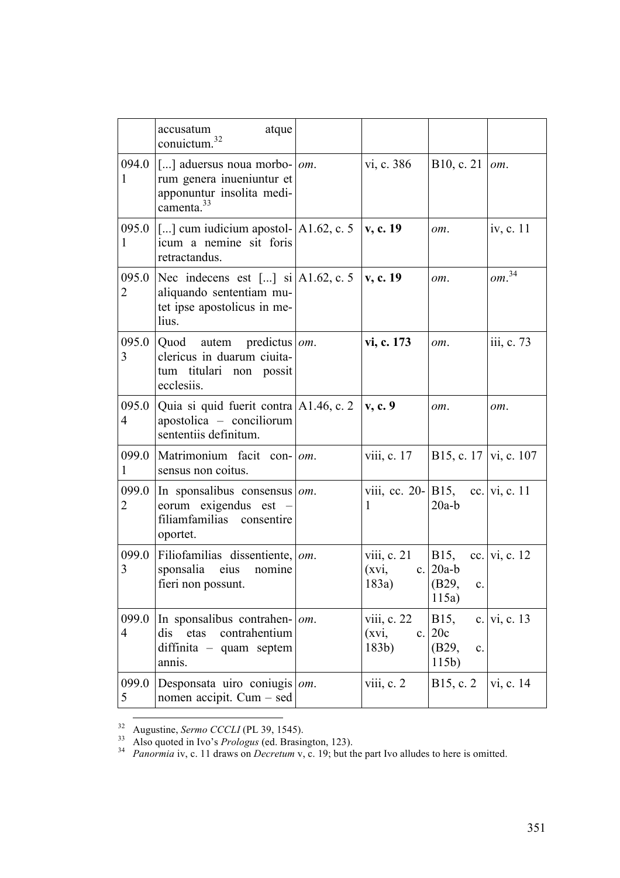| | | | | | |
|---|---|---|---|---|---|
| | accusatum atque conuictum.[32] | | | | |
| 094.01 | [...] aduersus noua morborum genera inueniuntur et apponuntur insolita medicamenta.[33] | *om.* | vi, c. 386 | B10, c. 21 | *om.* |
| 095.01 | [...] cum iudicium apostolicum a nemine sit foris retractandus. | A1.62, c. 5 | **v, c. 19** | *om.* | iv, c. 11 |
| 095.02 | Nec indecens est [...] si aliquando sententiam mutet ipse apostolicus in melius. | A1.62, c. 5 | **v, c. 19** | *om.* | *om.*[34] |
| 095.03 | Quod autem predictus clericus in duarum ciuitatum titulari non possit ecclesiis. | *om.* | **vi, c. 173** | *om.* | iii, c. 73 |
| 095.04 | Quia si quid fuerit contra apostolica – conciliorum sententiis definitum. | A1.46, c. 2 | **v, c. 9** | *om.* | *om.* |
| 099.01 | Matrimonium facit consensus non coitus. | *om.* | viii, c. 17 | B15, c. 17 | vi, c. 107 |
| 099.02 | In sponsalibus consensus eorum exigendus est – filiamfamilias consentire oportet. | *om.* | viii, cc. 20-1 | B15, cc. 20a-b | vi, c. 11 |
| 099.03 | Filiofamilias dissentiente, sponsalia eius nomine fieri non possunt. | *om.* | viii, c. 21 (xvi, c. 183a) | B15, cc. 20a-b (B29, c. 115a) | vi, c. 12 |
| 099.04 | In sponsalibus contrahendis etas contrahentium diffinita – quam septem annis. | *om.* | viii, c. 22 (xvi, c. 183b) | B15, c. 20c (B29, c. 115b) | vi, c. 13 |
| 099.05 | Desponsata uiro coniugis nomen accipit. Cum – sed | *om.* | viii, c. 2 | B15, c. 2 | vi, c. 14 |

[32] Augustine, *Sermo CCCLI* (PL 39, 1545).
[33] Also quoted in Ivo's *Prologus* (ed. Brasington, 123).
[34] *Panormia* iv, c. 11 draws on *Decretum* v, c. 19; but the part Ivo alludes to here is omitted.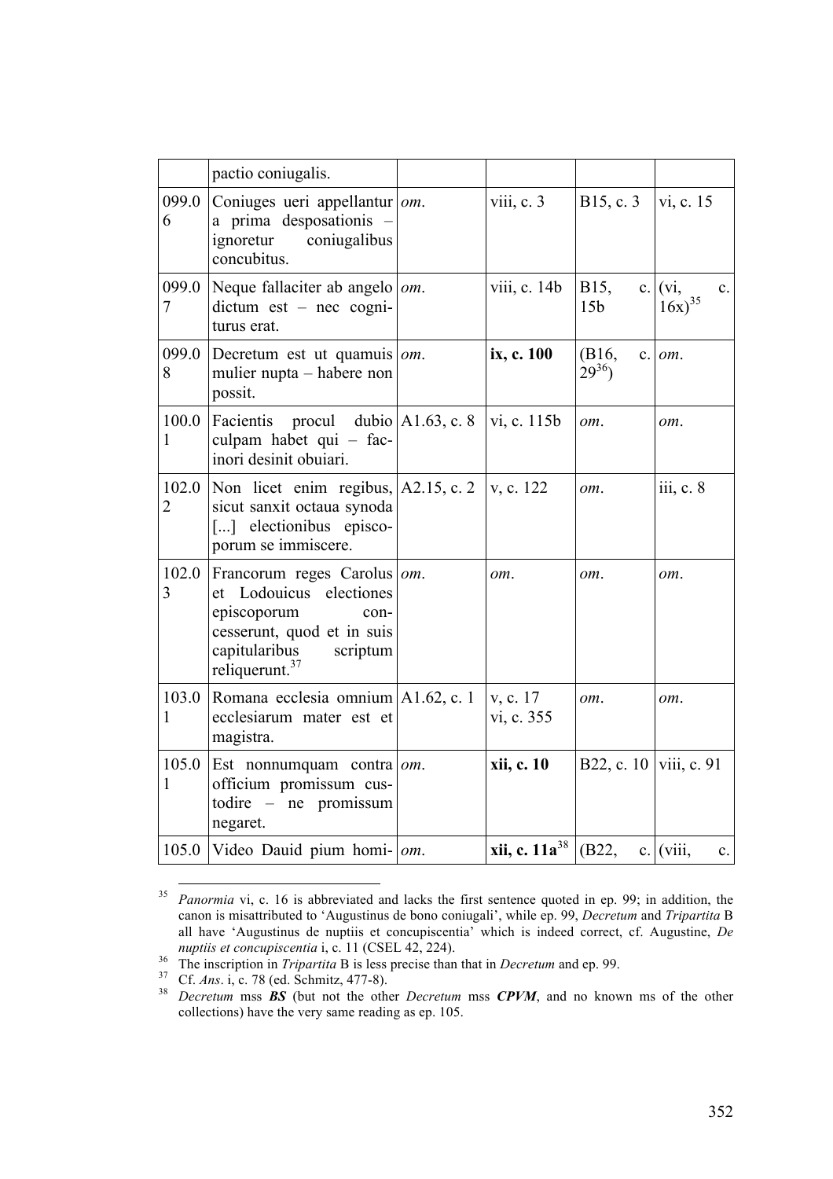| | | | | | |
|---|---|---|---|---|---|
| | pactio coniugalis. | | | | |
| 099.06 | Coniuges ueri appellantur a prima desposationis – ignoretur coniugalibus concubitus. | *om.* | viii, c. 3 | B15, c. 3 | vi, c. 15 |
| 099.07 | Neque fallaciter ab angelo dictum est – nec cogniturus erat. | *om.* | viii, c. 14b | B15, c. 15b | (vi, c. 16x)[35] |
| 099.08 | Decretum est ut quamuis mulier nupta – habere non possit. | *om.* | **ix, c. 100** | (B16, c. 29[36]) | *om.* |
| 100.01 | Facientis procul dubio culpam habet qui – facinori desinit obuiari. | A1.63, c. 8 | vi, c. 115b | *om.* | *om.* |
| 102.02 | Non licet enim regibus, sicut sanxit octaua synoda [...] electionibus episcoporum se immiscere. | A2.15, c. 2 | v, c. 122 | *om.* | iii, c. 8 |
| 102.03 | Francorum reges Carolus et Lodouicus electiones episcoporum concesserunt, quod et in suis capitularibus scriptum reliquerunt.[37] | *om.* | *om.* | *om.* | *om.* |
| 103.01 | Romana ecclesia omnium ecclesiarum mater est et magistra. | A1.62, c. 1 | v, c. 17<br>vi, c. 355 | *om.* | *om.* |
| 105.01 | Est nonnumquam contra officium promissum custodire – ne promissum negaret. | *om.* | **xii, c. 10** | B22, c. 10 | viii, c. 91 |
| 105.0 | Video Dauid pium homi- | *om.* | **xii, c. 11a**[38] | (B22, c. | (viii, c. |

[35] *Panormia* vi, c. 16 is abbreviated and lacks the first sentence quoted in ep. 99; in addition, the canon is misattributed to 'Augustinus de bono coniugali', while ep. 99, *Decretum* and *Tripartita* B all have 'Augustinus de nuptiis et concupiscentia' which is indeed correct, cf. Augustine, *De nuptiis et concupiscentia* i, c. 11 (CSEL 42, 224).

[36] The inscription in *Tripartita* B is less precise than that in *Decretum* and ep. 99.

[37] Cf. *Ans*. i, c. 78 (ed. Schmitz, 477-8).

[38] *Decretum* mss ***BS*** (but not the other *Decretum* mss ***CPVM***, and no known ms of the other collections) have the very same reading as ep. 105.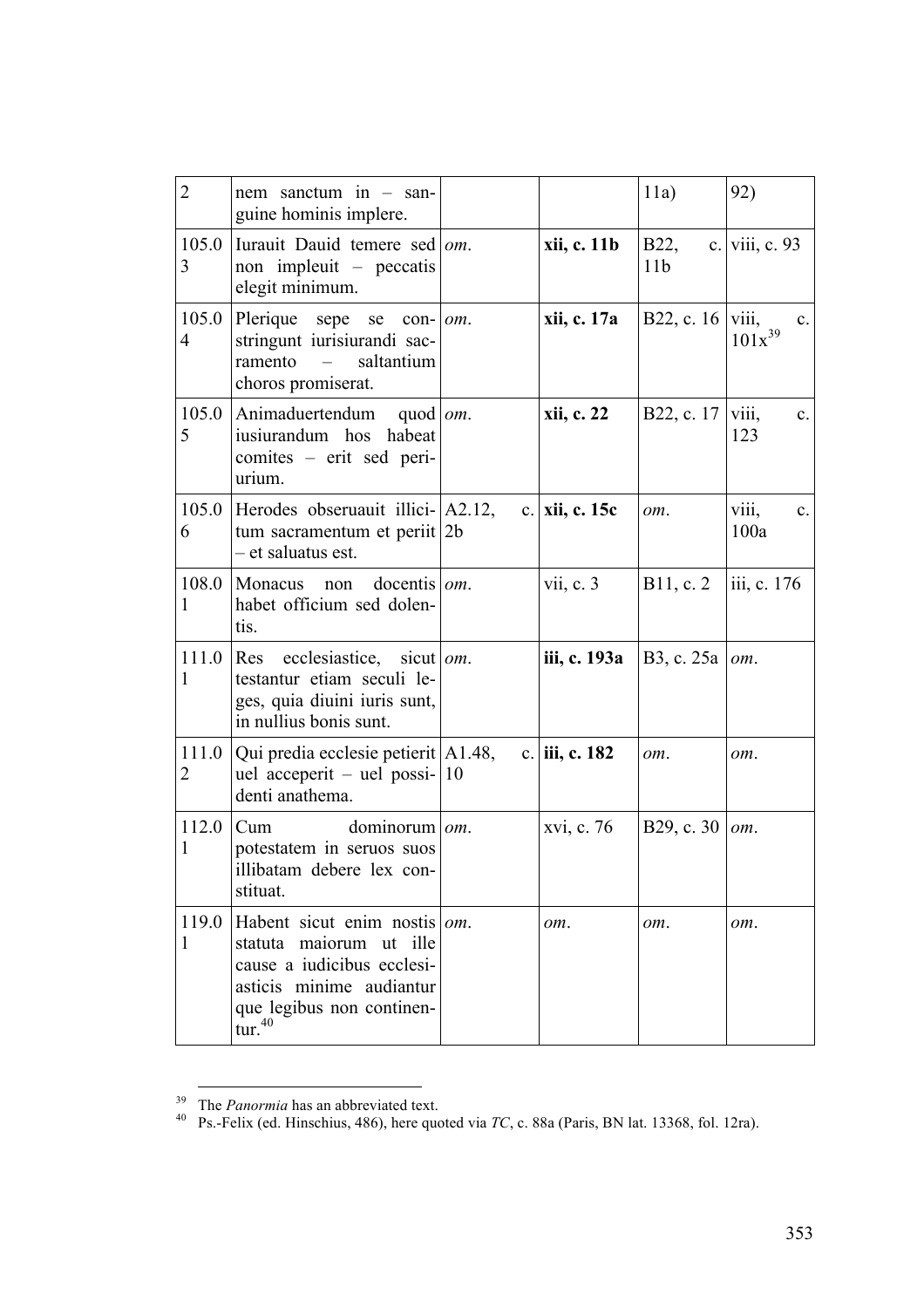| | | | | | |
|---|---|---|---|---|---|
| 2 | nem sanctum in – sanguine hominis implere. | | | 11a) | 92) |
| 105.03 | Iurauit Dauid temere sed non impleuit – peccatis elegit minimum. | *om.* | **xii, c. 11b** | B22, c. 11b | viii, c. 93 |
| 105.04 | Plerique sepe se constringunt iurisiurandi sacramento – saltantium choros promiserat. | *om.* | **xii, c. 17a** | B22, c. 16 | viii, c. 101x[39] |
| 105.05 | Animaduertendum quod iusiurandum hos habeat comites – erit sed periurium. | *om.* | **xii, c. 22** | B22, c. 17 | viii, c. 123 |
| 105.06 | Herodes obseruauit illicitum sacramentum et periit – et saluatus est. | A2.12, c. 2b | **xii, c. 15c** | *om.* | viii, c. 100a |
| 108.01 | Monacus non docentis habet officium sed dolentis. | *om.* | vii, c. 3 | B11, c. 2 | iii, c. 176 |
| 111.01 | Res ecclesiastice, sicut testantur etiam seculi leges, quia diuini iuris sunt, in nullius bonis sunt. | *om.* | **iii, c. 193a** | B3, c. 25a | *om.* |
| 111.02 | Qui predia ecclesie petierit uel acceperit – uel possidenti anathema. | A1.48, c. 10 | **iii, c. 182** | *om.* | *om.* |
| 112.01 | Cum dominorum potestatem in seruos suos illibatam debere lex constituat. | *om.* | xvi, c. 76 | B29, c. 30 | *om.* |
| 119.01 | Habent sicut enim nostis statuta maiorum ut ille cause a iudicibus ecclesiasticis minime audiantur que legibus non continentur.[40] | *om.* | *om.* | *om.* | *om.* |

[39] The *Panormia* has an abbreviated text.

[40] Ps.-Felix (ed. Hinschius, 486), here quoted via *TC*, c. 88a (Paris, BN lat. 13368, fol. 12ra).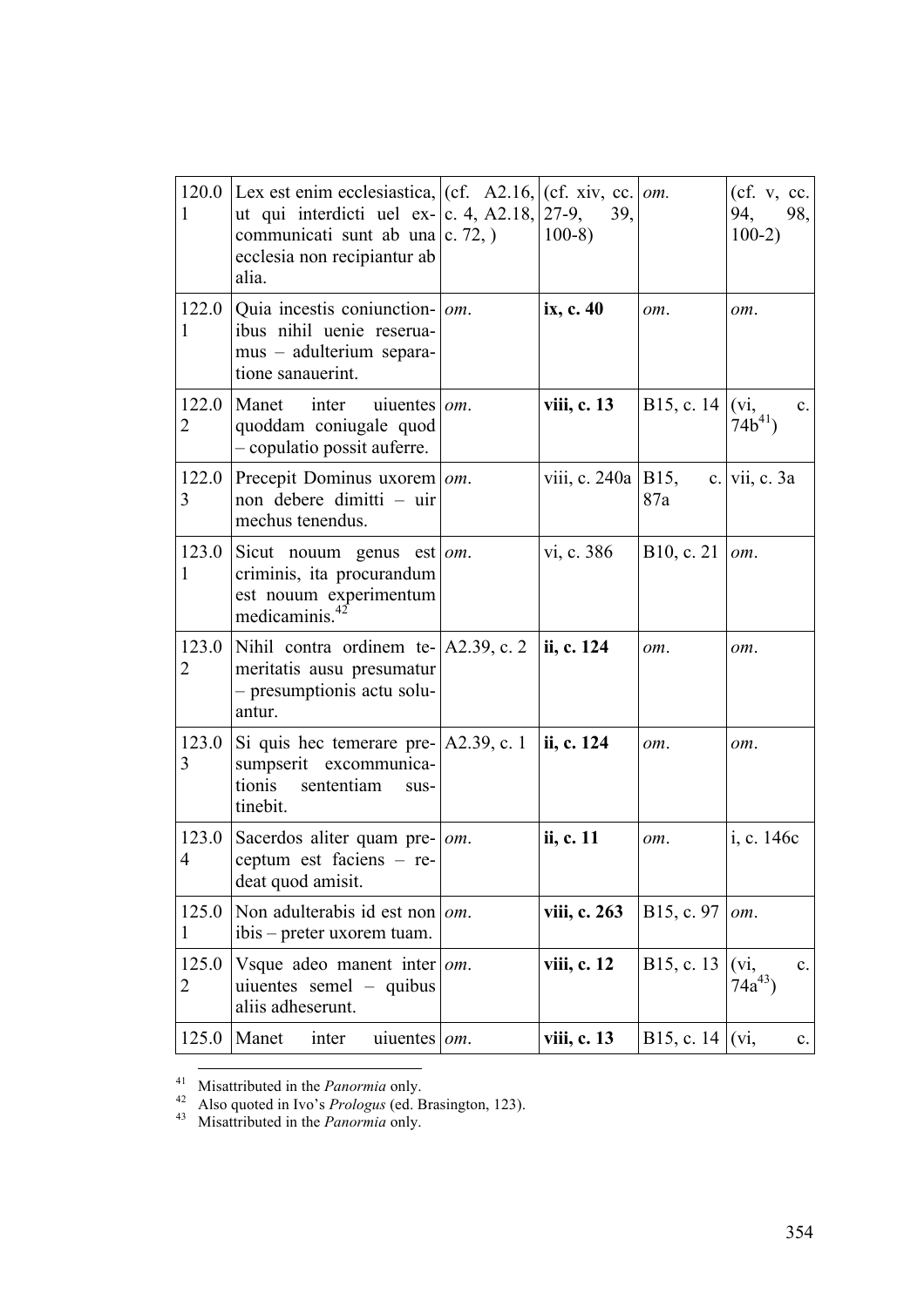| 120.01 | Lex est enim ecclesiastica, ut qui interdicti uel excommunicati sunt ab una ecclesia non recipiantur ab alia. | (cf. A2.16, c. 4, A2.18, c. 72, ) | (cf. xiv, cc. 27-9, 39, 100-8) | *om.* | (cf. v, cc. 94, 98, 100-2) |
|---|---|---|---|---|---|
| 122.01 | Quia incestis coniunctionibus nihil uenie reseruamus – adulterium separatione sanauerint. | *om.* | **ix, c. 40** | *om.* | *om.* |
| 122.02 | Manet inter uiuentes quoddam coniugale quod – copulatio possit auferre. | *om.* | **viii, c. 13** | B15, c. 14 | (vi, c. 74b[41]) |
| 122.03 | Precepit Dominus uxorem non debere dimitti – uir mechus tenendus. | *om.* | viii, c. 240a | B15, c. 87a | vii, c. 3a |
| 123.01 | Sicut nouum genus est criminis, ita procurandum est nouum experimentum medicaminis.[42] | *om.* | vi, c. 386 | B10, c. 21 | *om.* |
| 123.02 | Nihil contra ordinem temeritatis ausu presumatur – presumptionis actu soluantur. | A2.39, c. 2 | **ii, c. 124** | *om.* | *om.* |
| 123.03 | Si quis hec temerare presumpserit excommunicationis sententiam sustinebit. | A2.39, c. 1 | **ii, c. 124** | *om.* | *om.* |
| 123.04 | Sacerdos aliter quam preceptum est faciens – redeat quod amisit. | *om.* | **ii, c. 11** | *om.* | i, c. 146c |
| 125.01 | Non adulterabis id est non ibis – preter uxorem tuam. | *om.* | **viii, c. 263** | B15, c. 97 | *om.* |
| 125.02 | Vsque adeo manent inter uiuentes semel – quibus aliis adheserunt. | *om.* | **viii, c. 12** | B15, c. 13 | (vi, c. 74a[43]) |
| 125.0 | Manet inter uiuentes | *om.* | **viii, c. 13** | B15, c. 14 | (vi, c. |

[41] Misattributed in the *Panormia* only.

[42] Also quoted in Ivo's *Prologus* (ed. Brasington, 123).

[43] Misattributed in the *Panormia* only.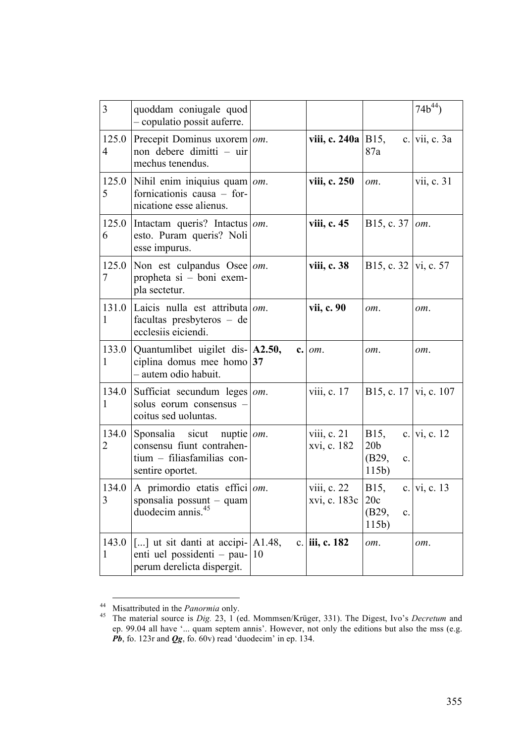| | | | | | |
|---|---|---|---|---|---|
| 3 | quoddam coniugale quod – copulatio possit auferre. | | | | 74b[44]) |
| 125.04 | Precepit Dominus uxorem non debere dimitti – uir mechus tenendus. | *om.* | **viii, c. 240a** | B15, c. 87a | vii, c. 3a |
| 125.05 | Nihil enim iniquius quam fornicationis causa – fornicatione esse alienus. | *om.* | **viii, c. 250** | *om.* | vii, c. 31 |
| 125.06 | Intactam queris? Intactus esto. Puram queris? Noli esse impurus. | *om.* | **viii, c. 45** | B15, c. 37 | *om.* |
| 125.07 | Non est culpandus Osee propheta si – boni exempla sectetur. | *om.* | **viii, c. 38** | B15, c. 32 | vi, c. 57 |
| 131.01 | Laicis nulla est attributa facultas presbyteros – de ecclesiis eiciendi. | *om.* | **vii, c. 90** | *om.* | *om.* |
| 133.01 | Quantumlibet uigilet disciplina domus mee homo – autem odio habuit. | **A2.50, c. 37** | *om.* | *om.* | *om.* |
| 134.01 | Sufficiat secundum leges solus eorum consensus – coitus sed uoluntas. | *om.* | viii, c. 17 | B15, c. 17 | vi, c. 107 |
| 134.02 | Sponsalia sicut nuptie consensu fiunt contrahentium – filiasfamilias consentire oportet. | *om.* | viii, c. 21 xvi, c. 182 | B15, c. 20b (B29, c. 115b) | vi, c. 12 |
| 134.03 | A primordio etatis effici sponsalia possunt – quam duodecim annis.[45] | *om.* | viii, c. 22 xvi, c. 183c | B15, c. 20c (B29, c. 115b) | vi, c. 13 |
| 143.01 | [...] ut sit danti at accipienti uel possidenti – pauperum derelicta dispergit. | A1.48, c. 10 | **iii, c. 182** | *om.* | *om.* |

[44] Misattributed in the *Panormia* only.

[45] The material source is *Dig.* 23, 1 (ed. Mommsen/Krüger, 331). The Digest, Ivo's *Decretum* and ep. 99.04 all have '... quam septem annis'. However, not only the editions but also the mss (e.g. ***Pb***, fo. 123r and ***Qg***, fo. 60v) read 'duodecim' in ep. 134.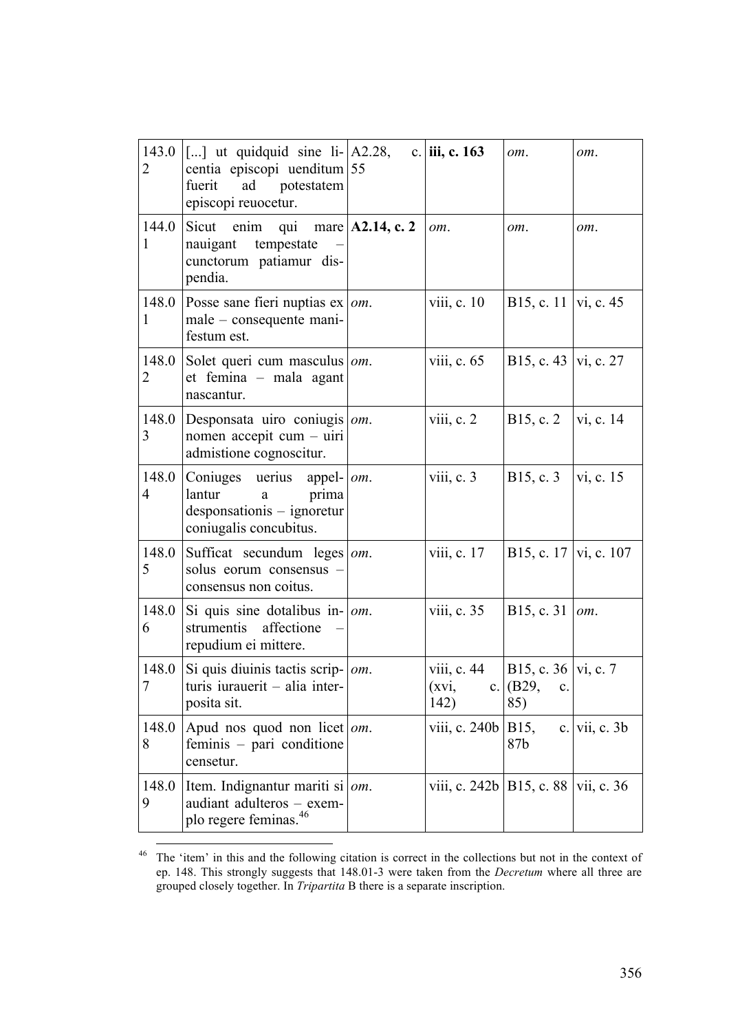| | | | | | |
|---|---|---|---|---|---|
| 143.02 | [...] ut quidquid sine licentia episcopi uenditum fuerit ad potestatem episcopi reuocetur. | A2.28, c. 55 | **iii, c. 163** | *om*. | *om*. |
| 144.01 | Sicut enim qui mare nauigant tempestate – cunctorum patiamur dispendia. | **A2.14, c. 2** | *om*. | *om*. | *om*. |
| 148.01 | Posse sane fieri nuptias ex male – consequente manifestum est. | *om*. | viii, c. 10 | B15, c. 11 | vi, c. 45 |
| 148.02 | Solet queri cum masculus et femina – mala agant nascantur. | *om*. | viii, c. 65 | B15, c. 43 | vi, c. 27 |
| 148.03 | Desponsata uiro coniugis nomen accepit cum – uiri admistione cognoscitur. | *om*. | viii, c. 2 | B15, c. 2 | vi, c. 14 |
| 148.04 | Coniuges uerius appellantur a prima desponsationis – ignoretur coniugalis concubitus. | *om*. | viii, c. 3 | B15, c. 3 | vi, c. 15 |
| 148.05 | Sufficat secundum leges solus eorum consensus – consensus non coitus. | *om*. | viii, c. 17 | B15, c. 17 | vi, c. 107 |
| 148.06 | Si quis sine dotalibus instrumentis affectione – repudium ei mittere. | *om*. | viii, c. 35 | B15, c. 31 | *om*. |
| 148.07 | Si quis diuinis tactis scripturis iurauerit – alia interposita sit. | *om*. | viii, c. 44 (xvi, c. 142) | B15, c. 36 (B29, c. 85) | vi, c. 7 |
| 148.08 | Apud nos quod non licet feminis – pari conditione censetur. | *om*. | viii, c. 240b | B15, c. 87b | vii, c. 3b |
| 148.09 | Item. Indignantur mariti si audiant adulteros – exemplo regere feminas.[46] | *om*. | viii, c. 242b | B15, c. 88 | vii, c. 36 |

[46] The 'item' in this and the following citation is correct in the collections but not in the context of ep. 148. This strongly suggests that 148.01-3 were taken from the *Decretum* where all three are grouped closely together. In *Tripartita* B there is a separate inscription.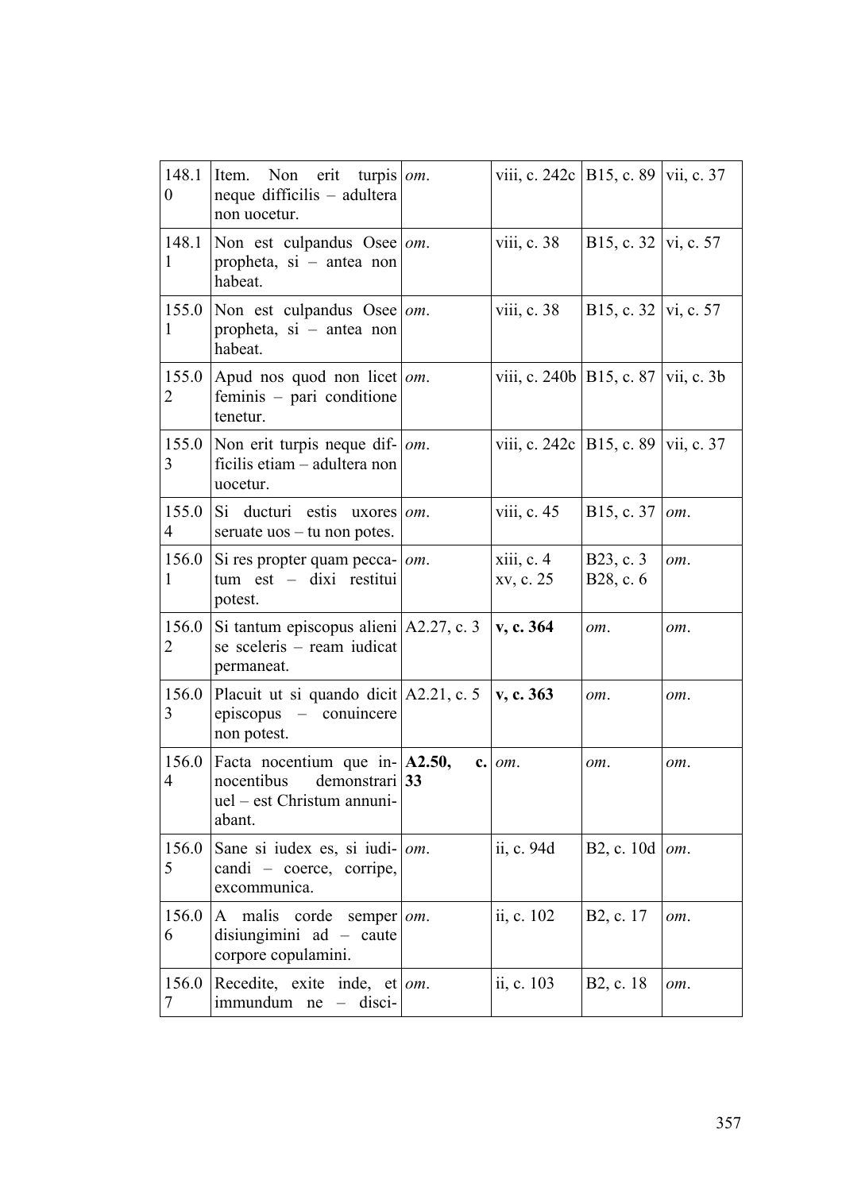| | | | | | |
|---|---|---|---|---|---|
| 148.10 | Item. Non erit turpis neque difficilis – adultera non uocetur. | *om.* | viii, c. 242c | B15, c. 89 | vii, c. 37 |
| 148.11 | Non est culpandus Osee propheta, si – antea non habeat. | *om.* | viii, c. 38 | B15, c. 32 | vi, c. 57 |
| 155.01 | Non est culpandus Osee propheta, si – antea non habeat. | *om.* | viii, c. 38 | B15, c. 32 | vi, c. 57 |
| 155.02 | Apud nos quod non licet feminis – pari conditione tenetur. | *om.* | viii, c. 240b | B15, c. 87 | vii, c. 3b |
| 155.03 | Non erit turpis neque difficilis etiam – adultera non uocetur. | *om.* | viii, c. 242c | B15, c. 89 | vii, c. 37 |
| 155.04 | Si ducturi estis uxores seruate uos – tu non potes. | *om.* | viii, c. 45 | B15, c. 37 | *om.* |
| 156.01 | Si res propter quam peccatum est – dixi restitui potest. | *om.* | xiii, c. 4 xv, c. 25 | B23, c. 3 B28, c. 6 | *om.* |
| 156.02 | Si tantum episcopus alieni se sceleris – ream iudicat permaneat. | A2.27, c. 3 | **v, c. 364** | *om.* | *om.* |
| 156.03 | Placuit ut si quando dicit episcopus – conuincere non potest. | A2.21, c. 5 | **v, c. 363** | *om.* | *om.* |
| 156.04 | Facta nocentium que innocentibus demonstrari uel – est Christum annuniabant. | **A2.50, c. 33** | *om.* | *om.* | *om.* |
| 156.05 | Sane si iudex es, si iudicandi – coerce, corripe, excommunica. | *om.* | ii, c. 94d | B2, c. 10d | *om.* |
| 156.06 | A malis corde semper disiungimini ad – caute corpore copulamini. | *om.* | ii, c. 102 | B2, c. 17 | *om.* |
| 156.07 | Recedite, exite inde, et immundum ne – disci- | *om.* | ii, c. 103 | B2, c. 18 | *om.* |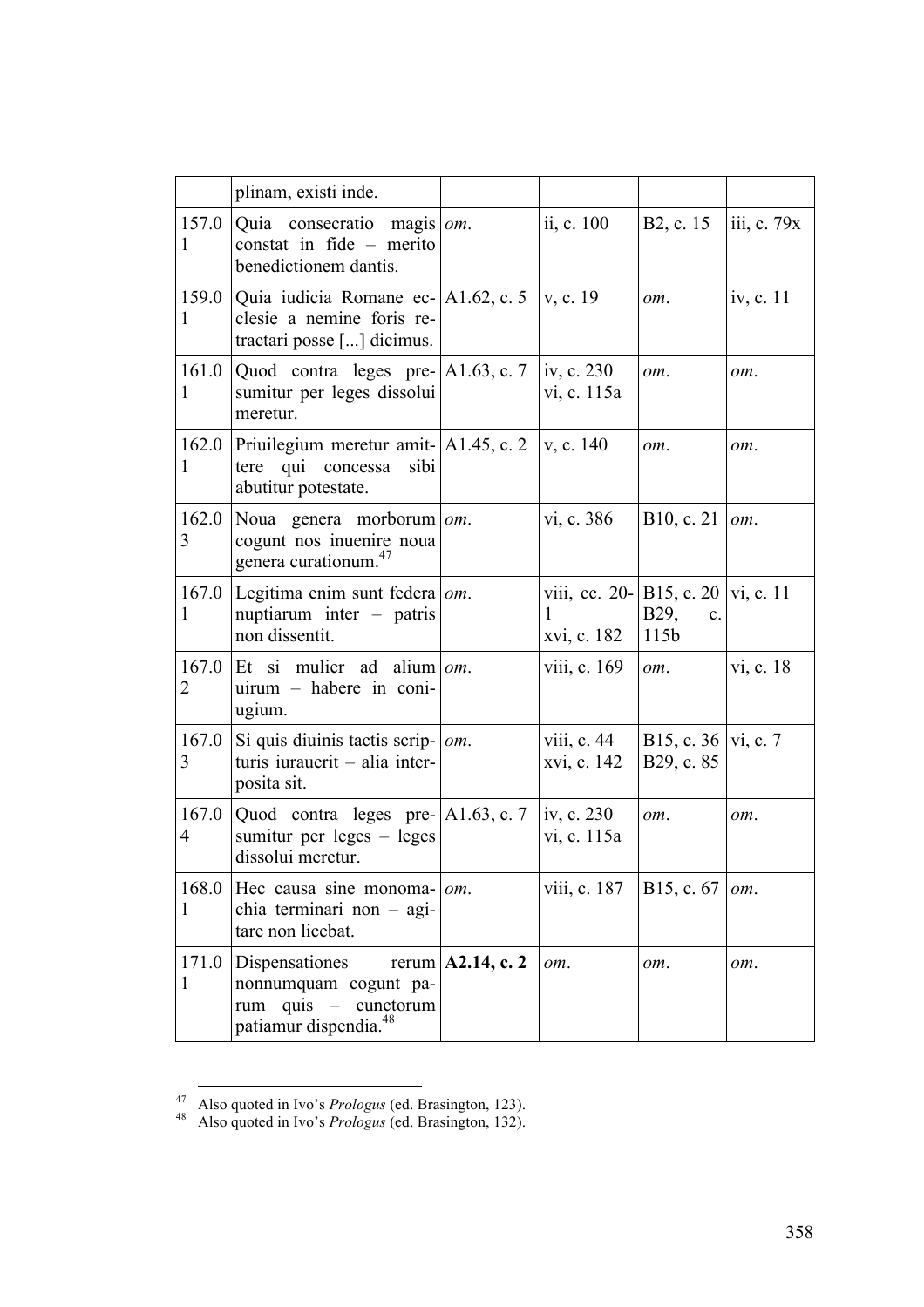| | | | | | |
|---|---|---|---|---|---|
| | plinam, existi inde. | | | | |
| 157.01 | Quia consecratio magis constat in fide – merito benedictionem dantis. | *om.* | ii, c. 100 | B2, c. 15 | iii, c. 79x |
| 159.01 | Quia iudicia Romane ecclesie a nemine foris retractari posse [...] dicimus. | A1.62, c. 5 | v, c. 19 | *om.* | iv, c. 11 |
| 161.01 | Quod contra leges presumitur per leges dissolui meretur. | A1.63, c. 7 | iv, c. 230<br>vi, c. 115a | *om.* | *om.* |
| 162.01 | Priuilegium meretur amittere qui concessa sibi abutitur potestate. | A1.45, c. 2 | v, c. 140 | *om.* | *om.* |
| 162.03 | Noua genera morborum cogunt nos inuenire noua genera curationum.[47] | *om.* | vi, c. 386 | B10, c. 21 | *om.* |
| 167.01 | Legitima enim sunt federa nuptiarum inter – patris non dissentit. | *om.* | viii, cc. 20-1<br>xvi, c. 182 | B15, c. 20<br>B29, c. 115b | vi, c. 11 |
| 167.02 | Et si mulier ad alium uirum – habere in coniugium. | *om.* | viii, c. 169 | *om.* | vi, c. 18 |
| 167.03 | Si quis diuinis tactis scripturis iurauerit – alia interposita sit. | *om.* | viii, c. 44<br>xvi, c. 142 | B15, c. 36<br>B29, c. 85 | vi, c. 7 |
| 167.04 | Quod contra leges presumitur per leges – leges dissolui meretur. | A1.63, c. 7 | iv, c. 230<br>vi, c. 115a | *om.* | *om.* |
| 168.01 | Hec causa sine monomachia terminari non – agitare non licebat. | *om.* | viii, c. 187 | B15, c. 67 | *om.* |
| 171.01 | Dispensationes rerum nonnumquam cogunt parum quis – cunctorum patiamur dispendia.[48] | **A2.14, c. 2** | *om.* | *om.* | *om.* |

[47] Also quoted in Ivo's *Prologus* (ed. Brasington, 123).
[48] Also quoted in Ivo's *Prologus* (ed. Brasington, 132).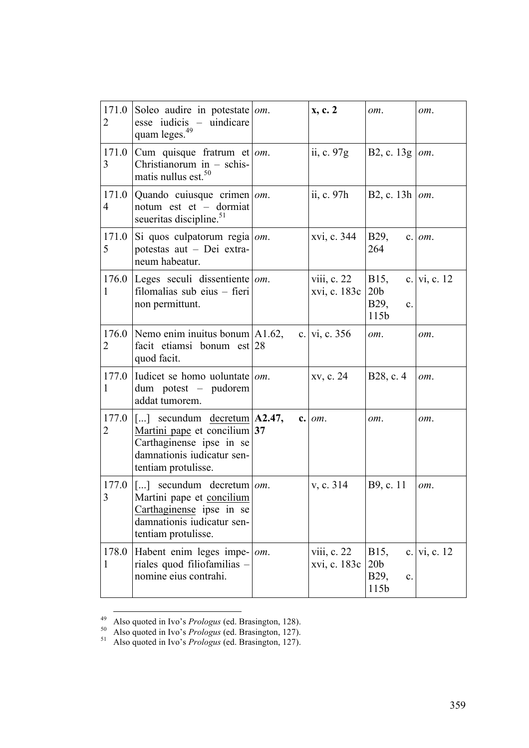| 171.02 | Soleo audire in potestate esse iudicis – uindicare quam leges.[49] | *om*. | **x, c. 2** | *om*. | *om*. |
|---|---|---|---|---|---|
| 171.03 | Cum quisque fratrum et Christianorum in – schismatis nullus est.[50] | *om*. | ii, c. 97g | B2, c. 13g | *om*. |
| 171.04 | Quando cuiusque crimen notum est et – dormiat seueritas discipline.[51] | *om*. | ii, c. 97h | B2, c. 13h | *om*. |
| 171.05 | Si quos culpatorum regia potestas aut – Dei extraneum habeatur. | *om*. | xvi, c. 344 | B29, c. 264 | *om*. |
| 176.01 | Leges seculi dissentiente filomalias sub eius – fieri non permittunt. | *om*. | viii, c. 22<br>xvi, c. 183c | B15, c. 20b<br>B29, c. 115b | vi, c. 12 |
| 176.02 | Nemo enim inuitus bonum facit etiamsi bonum est quod facit. | A1.62, c. 28 | vi, c. 356 | *om*. | *om*. |
| 177.01 | Iudicet se homo uoluntate dum potest – pudorem addat tumorem. | *om*. | xv, c. 24 | B28, c. 4 | *om*. |
| 177.02 | [...] secundum <u>decretum Martini pape</u> et concilium Carthaginense ipse in se damnationis iudicatur sententiam protulisse. | **A2.47, c. 37** | *om*. | *om*. | *om*. |
| 177.03 | [...] secundum decretum Martini pape et <u>concilium Carthaginense</u> ipse in se damnationis iudicatur sententiam protulisse. | *om*. | v, c. 314 | B9, c. 11 | *om*. |
| 178.01 | Habent enim leges imperiales quod filiofamilias – nomine eius contrahi. | *om*. | viii, c. 22<br>xvi, c. 183c | B15, c. 20b<br>B29, c. 115b | vi, c. 12 |

[49] Also quoted in Ivo's *Prologus* (ed. Brasington, 128).
[50] Also quoted in Ivo's *Prologus* (ed. Brasington, 127).
[51] Also quoted in Ivo's *Prologus* (ed. Brasington, 127).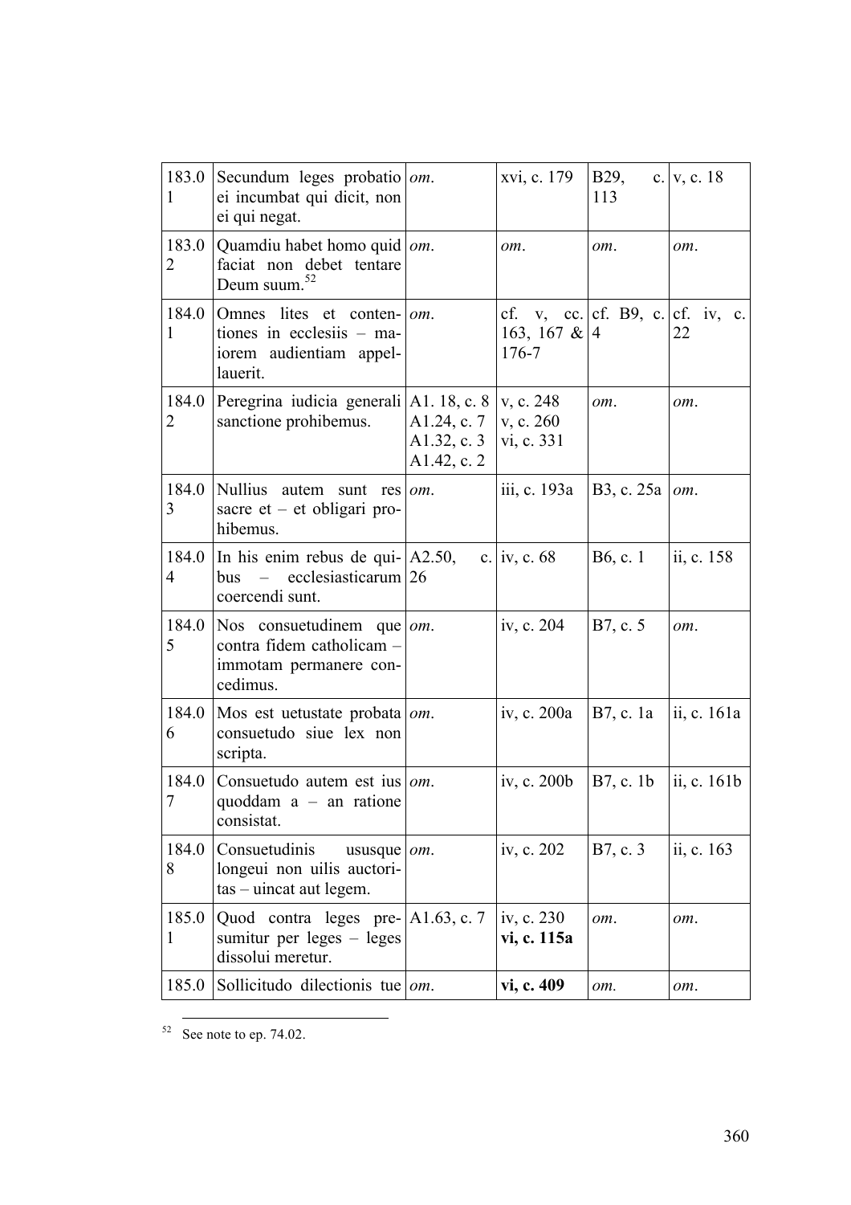| | | | | | |
|---|---|---|---|---|---|
| 183.01 | Secundum leges probatio ei incumbat qui dicit, non ei qui negat. | *om.* | xvi, c. 179 | B29, c. 113 | v, c. 18 |
| 183.02 | Quamdiu habet homo quid faciat non debet tentare Deum suum.[52] | *om.* | *om.* | *om.* | *om.* |
| 184.01 | Omnes lites et contentiones in ecclesiis – maiorem audientiam appellauerit. | *om.* | cf. v, cc. 163, 167 & 176-7 | cf. B9, c. 4 | cf. iv, c. 22 |
| 184.02 | Peregrina iudicia generali sanctione prohibemus. | A1. 18, c. 8<br>A1.24, c. 7<br>A1.32, c. 3<br>A1.42, c. 2 | v, c. 248<br>v, c. 260<br>vi, c. 331 | *om.* | *om.* |
| 184.03 | Nullius autem sunt res sacre et – et obligari prohibemus. | *om.* | iii, c. 193a | B3, c. 25a | *om.* |
| 184.04 | In his enim rebus de quibus – ecclesiasticarum coercendi sunt. | A2.50, c. 26 | iv, c. 68 | B6, c. 1 | ii, c. 158 |
| 184.05 | Nos consuetudinem que contra fidem catholicam – immotam permanere concedimus. | *om.* | iv, c. 204 | B7, c. 5 | *om.* |
| 184.06 | Mos est uetustate probata consuetudo siue lex non scripta. | *om.* | iv, c. 200a | B7, c. 1a | ii, c. 161a |
| 184.07 | Consuetudo autem est ius quoddam a – an ratione consistat. | *om.* | iv, c. 200b | B7, c. 1b | ii, c. 161b |
| 184.08 | Consuetudinis ususque longeui non uilis auctoritas – uincat aut legem. | *om.* | iv, c. 202 | B7, c. 3 | ii, c. 163 |
| 185.01 | Quod contra leges presumitur per leges – leges dissolui meretur. | A1.63, c. 7 | iv, c. 230<br>**vi, c. 115a** | *om.* | *om.* |
| 185.0 | Sollicitudo dilectionis tue | *om.* | **vi, c. 409** | *om.* | *om.* |

[52] See note to ep. 74.02.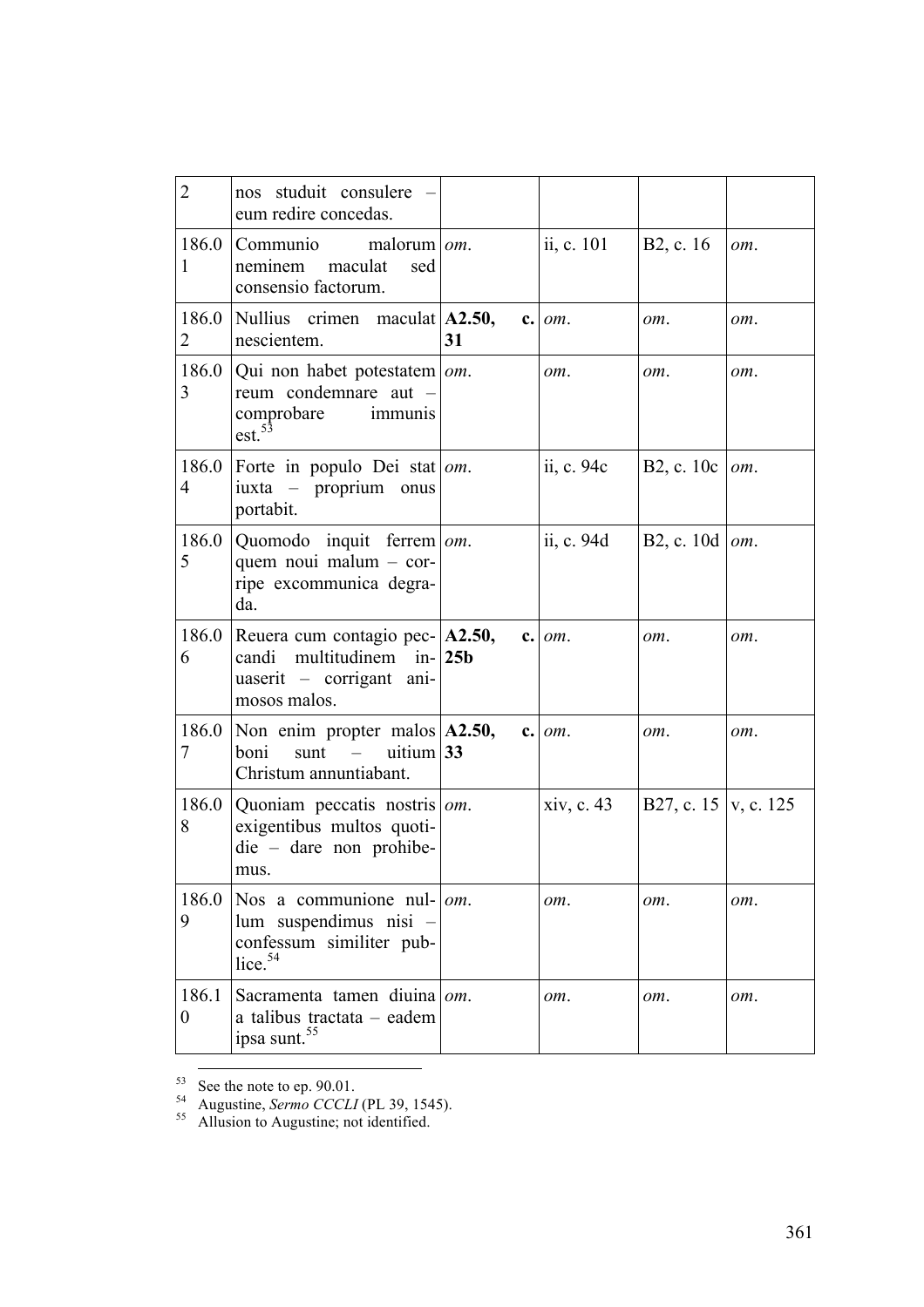| | | | | | |
|---|---|---|---|---|---|
| 2 | nos studuit consulere – eum redire concedas. | | | | |
| 186.01 | Communio malorum neminem maculat sed consensio factorum. | *om.* | ii, c. 101 | B2, c. 16 | *om.* |
| 186.02 | Nullius crimen maculat nescientem. | **A2.50, c. 31** | *om.* | *om.* | *om.* |
| 186.03 | Qui non habet potestatem reum condemnare aut – comprobare immunis est.[53] | *om.* | *om.* | *om.* | *om.* |
| 186.04 | Forte in populo Dei stat iuxta – proprium onus portabit. | *om.* | ii, c. 94c | B2, c. 10c | *om.* |
| 186.05 | Quomodo inquit ferrem quem noui malum – corripe excommunica degrada. | *om.* | ii, c. 94d | B2, c. 10d | *om.* |
| 186.06 | Reuera cum contagio peccandi multitudinem inuaserit – corrigant animosos malos. | **A2.50, c. 25b** | *om.* | *om.* | *om.* |
| 186.07 | Non enim propter malos boni sunt – uitium Christum annuntiabant. | **A2.50, c. 33** | *om.* | *om.* | *om.* |
| 186.08 | Quoniam peccatis nostris exigentibus multos quotidie – dare non prohibemus. | *om.* | xiv, c. 43 | B27, c. 15 | v, c. 125 |
| 186.09 | Nos a communione nullum suspendimus nisi – confessum similiter publice.[54] | *om.* | *om.* | *om.* | *om.* |
| 186.10 | Sacramenta tamen diuina a talibus tractata – eadem ipsa sunt.[55] | *om.* | *om.* | *om.* | *om.* |

[53] See the note to ep. 90.01.
[54] Augustine, *Sermo CCCLI* (PL 39, 1545).
[55] Allusion to Augustine; not identified.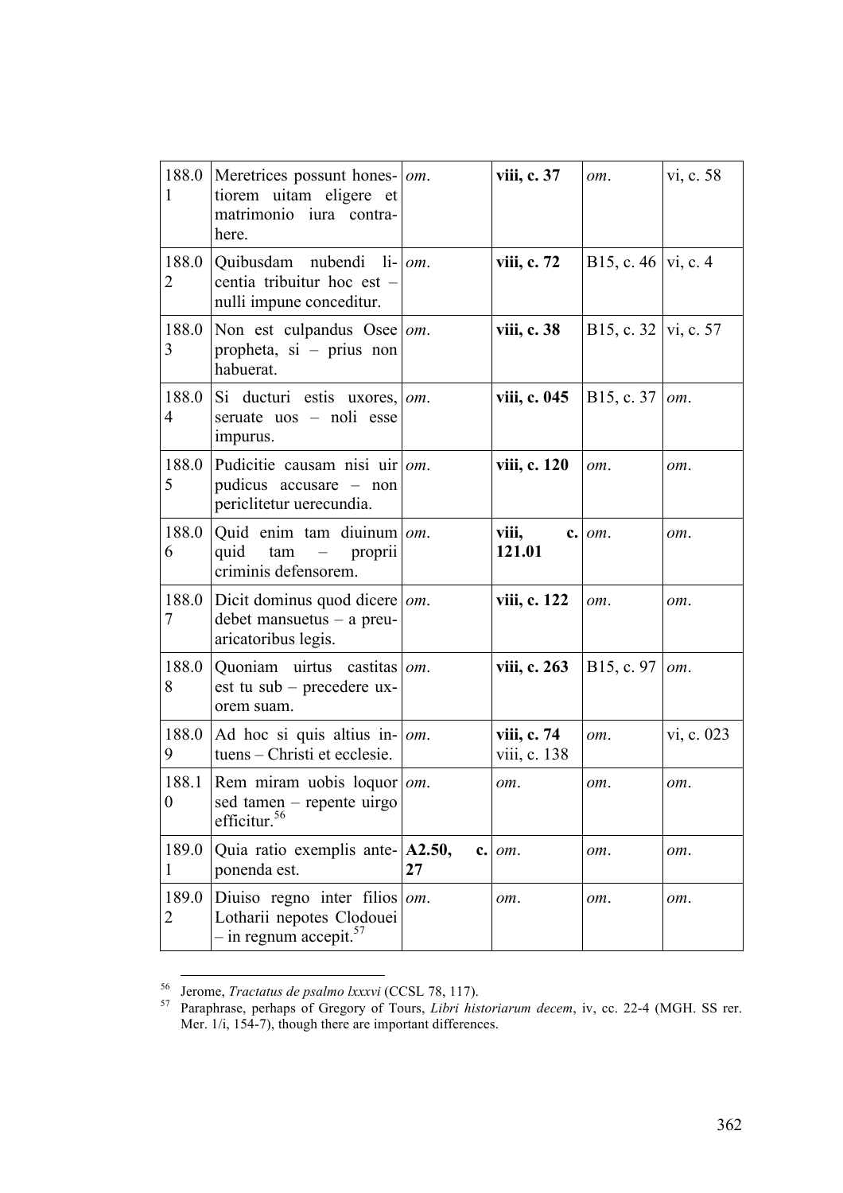| 188.01 | Meretrices possunt honestiorem uitam eligere et matrimonio iura contrahere. | *om.* | **viii, c. 37** | *om.* | vi, c. 58 |
|---|---|---|---|---|---|
| 188.02 | Quibusdam nubendi licentia tribuitur hoc est – nulli impune conceditur. | *om.* | **viii, c. 72** | B15, c. 46 | vi, c. 4 |
| 188.03 | Non est culpandus Osee propheta, si – prius non habuerat. | *om.* | **viii, c. 38** | B15, c. 32 | vi, c. 57 |
| 188.04 | Si ducturi estis uxores, seruate uos – noli esse impurus. | *om.* | **viii, c. 045** | B15, c. 37 | *om.* |
| 188.05 | Pudicitie causam nisi uir pudicus accusare – non periclitetur uerecundia. | *om.* | **viii, c. 120** | *om.* | *om.* |
| 188.06 | Quid enim tam diuinum quid tam – proprii criminis defensorem. | *om.* | **viii, c. 121.01** | *om.* | *om.* |
| 188.07 | Dicit dominus quod dicere debet mansuetus – a preuaricatoribus legis. | *om.* | **viii, c. 122** | *om.* | *om.* |
| 188.08 | Quoniam uirtus castitas est tu sub – precedere uxorem suam. | *om.* | **viii, c. 263** | B15, c. 97 | *om.* |
| 188.09 | Ad hoc si quis altius intuens – Christi et ecclesie. | *om.* | **viii, c. 74** viii, c. 138 | *om.* | vi, c. 023 |
| 188.10 | Rem miram uobis loquor sed tamen – repente uirgo efficitur.[56] | *om.* | *om.* | *om.* | *om.* |
| 189.01 | Quia ratio exemplis anteponenda est. | **A2.50, c. 27** | *om.* | *om.* | *om.* |
| 189.02 | Diuiso regno inter filios Lotharii nepotes Clodouei – in regnum accepit.[57] | *om.* | *om.* | *om.* | *om.* |

[56] Jerome, *Tractatus de psalmo lxxxvi* (CCSL 78, 117).

[57] Paraphrase, perhaps of Gregory of Tours, *Libri historiarum decem*, iv, cc. 22-4 (MGH. SS rer. Mer. 1/i, 154-7), though there are important differences.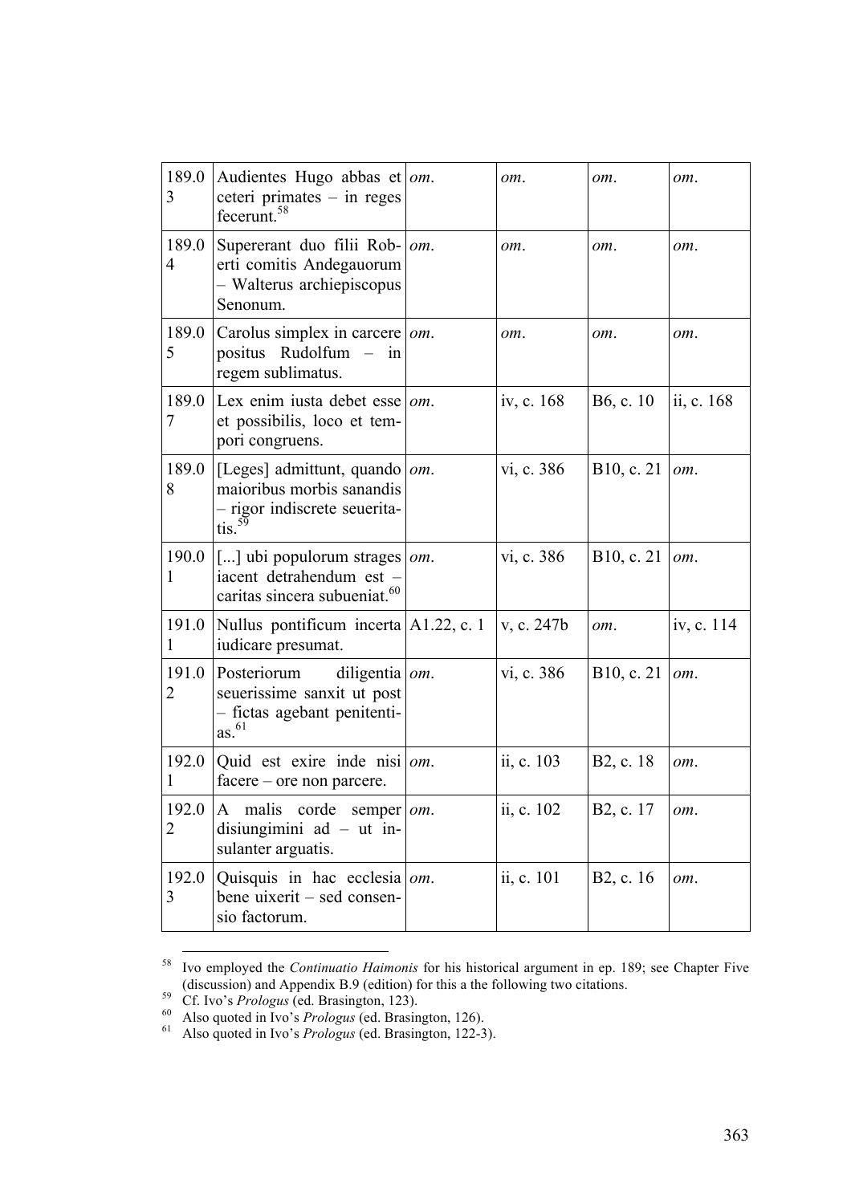| 189.03 | Audientes Hugo abbas et ceteri primates – in reges fecerunt.[58] | *om.* | *om.* | *om.* | *om.* |
|---|---|---|---|---|---|
| 189.04 | Supererant duo filii Roberti comitis Andegauorum – Walterus archiepiscopus Senonum. | *om.* | *om.* | *om.* | *om.* |
| 189.05 | Carolus simplex in carcere positus Rudolfum – in regem sublimatus. | *om.* | *om.* | *om.* | *om.* |
| 189.07 | Lex enim iusta debet esse et possibilis, loco et tempori congruens. | *om.* | iv, c. 168 | B6, c. 10 | ii, c. 168 |
| 189.08 | [Leges] admittunt, quando maioribus morbis sanandis – rigor indiscrete seueritatis.[59] | *om.* | vi, c. 386 | B10, c. 21 | *om.* |
| 190.01 | [...] ubi populorum strages iacent detrahendum est – caritas sincera subueniat.[60] | *om.* | vi, c. 386 | B10, c. 21 | *om.* |
| 191.01 | Nullus pontificum incerta iudicare presumat. | A1.22, c. 1 | v, c. 247b | *om.* | iv, c. 114 |
| 191.02 | Posteriorum diligentia seuerissime sanxit ut post – fictas agebant penitentias.[61] | *om.* | vi, c. 386 | B10, c. 21 | *om.* |
| 192.01 | Quid est exire inde nisi facere – ore non parcere. | *om.* | ii, c. 103 | B2, c. 18 | *om.* |
| 192.02 | A malis corde semper disiungimini ad – ut insulanter arguatis. | *om.* | ii, c. 102 | B2, c. 17 | *om.* |
| 192.03 | Quisquis in hac ecclesia bene uixerit – sed consensio factorum. | *om.* | ii, c. 101 | B2, c. 16 | *om.* |

[58] Ivo employed the *Continuatio Haimonis* for his historical argument in ep. 189; see Chapter Five (discussion) and Appendix B.9 (edition) for this a the following two citations.

[59] Cf. Ivo's *Prologus* (ed. Brasington, 123).

[60] Also quoted in Ivo's *Prologus* (ed. Brasington, 126).

[61] Also quoted in Ivo's *Prologus* (ed. Brasington, 122-3).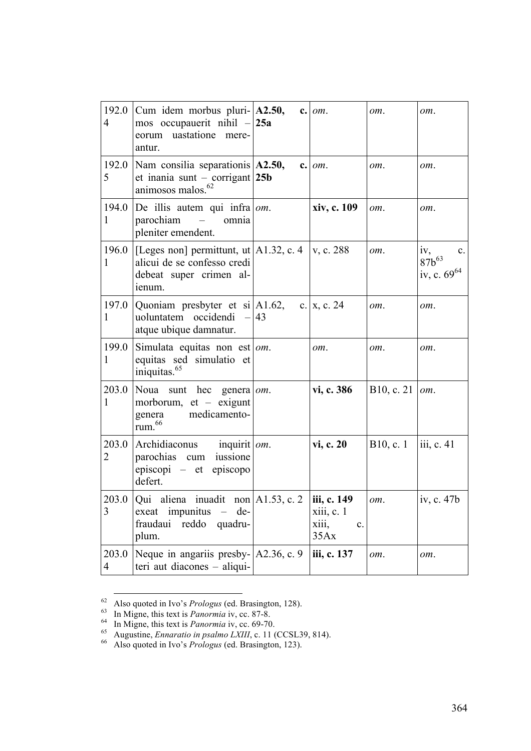| 192.04 | Cum idem morbus plurimos occupauerit nihil – eorum uastatione mereantur. | **A2.50, c. 25a** | *om*. | *om*. | *om*. |
|---|---|---|---|---|---|
| 192.05 | Nam consilia separationis et inania sunt – corrigant animosos malos.[62] | **A2.50, c. 25b** | *om*. | *om*. | *om*. |
| 194.01 | De illis autem qui infra parochiam – omnia pleniter emendent. | *om*. | **xiv, c. 109** | *om*. | *om*. |
| 196.01 | [Leges non] permittunt, ut alicui de se confesso credi debeat super crimen alienum. | A1.32, c. 4 | v, c. 288 | *om*. | iv, c. 87b[63] iv, c. 69[64] |
| 197.01 | Quoniam presbyter et si uoluntatem occidendi – atque ubique damnatur. | A1.62, c. 43 | x, c. 24 | *om*. | *om*. |
| 199.01 | Simulata equitas non est equitas sed simulatio et iniquitas.[65] | *om*. | *om*. | *om*. | *om*. |
| 203.01 | Noua sunt hec genera morborum, et – exigunt genera medicamentorum.[66] | *om*. | **vi, c. 386** | B10, c. 21 | *om*. |
| 203.02 | Archidiaconus inquirit parochias cum iussione episcopi – et episcopo defert. | *om*. | **vi, c. 20** | B10, c. 1 | iii, c. 41 |
| 203.03 | Qui aliena inuadit non exeat impunitus – defraudaui reddo quadruplum. | A1.53, c. 2 | **iii, c. 149** xiii, c. 1 xiii, c. 35Ax | *om*. | iv, c. 47b |
| 203.04 | Neque in angariis presbyteri aut diacones – aliqui- | A2.36, c. 9 | **iii, c. 137** | *om*. | *om*. |

[62] Also quoted in Ivo's *Prologus* (ed. Brasington, 128).

[63] In Migne, this text is *Panormia* iv, cc. 87-8.

[64] In Migne, this text is *Panormia* iv, cc. 69-70.

[65] Augustine, *Ennaratio in psalmo LXIII*, c. 11 (CCSL39, 814).

[66] Also quoted in Ivo's *Prologus* (ed. Brasington, 123).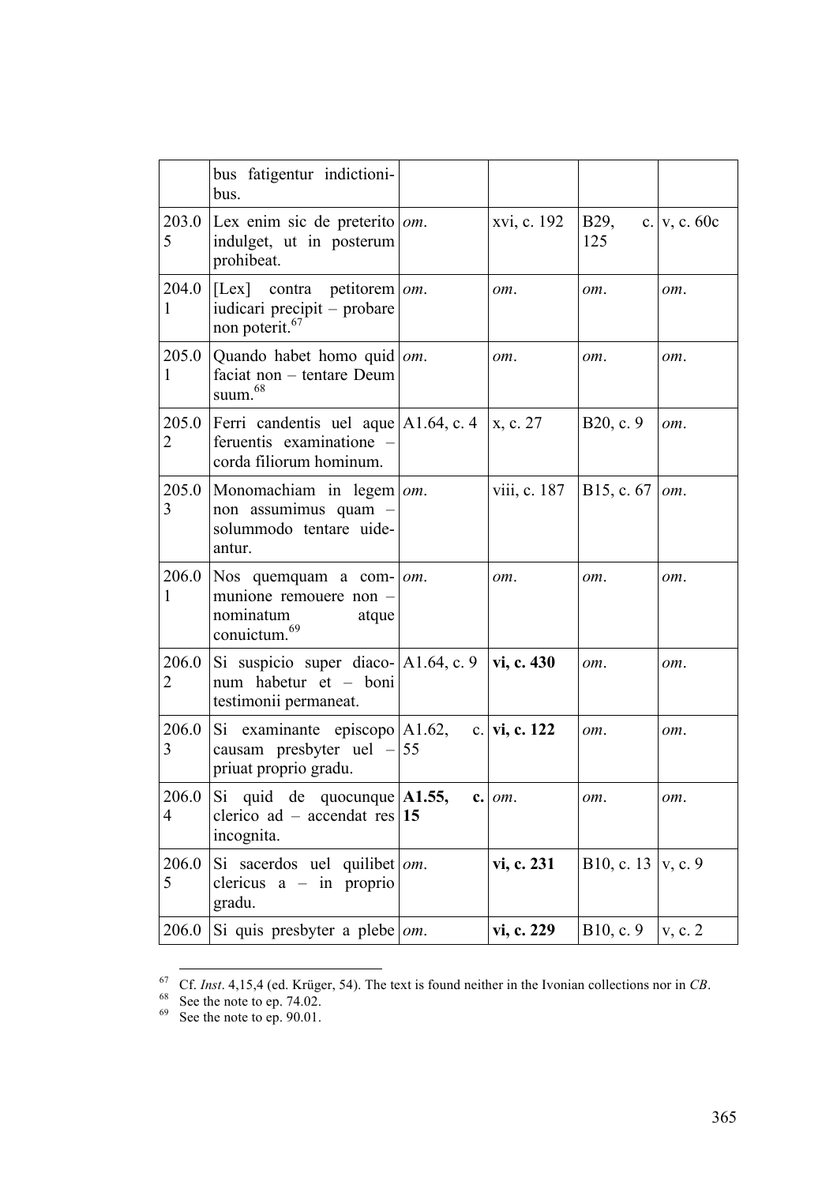| | | | | | |
|---|---|---|---|---|---|
| | bus fatigentur indictionibus. | | | | |
| 203.05 | Lex enim sic de preterito indulget, ut in posterum prohibeat. | *om.* | xvi, c. 192 | B29, c. 125 | v, c. 60c |
| 204.01 | [Lex] contra petitorem iudicari precipit – probare non poterit.[67] | *om.* | *om.* | *om.* | *om.* |
| 205.01 | Quando habet homo quid faciat non – tentare Deum suum.[68] | *om.* | *om.* | *om.* | *om.* |
| 205.02 | Ferri candentis uel aque feruentis examinatione – corda filiorum hominum. | A1.64, c. 4 | x, c. 27 | B20, c. 9 | *om.* |
| 205.03 | Monomachiam in legem non assumimus quam – solummodo tentare uideantur. | *om.* | viii, c. 187 | B15, c. 67 | *om.* |
| 206.01 | Nos quemquam a communione remouere non – nominatum atque conuictum.[69] | *om.* | *om.* | *om.* | *om.* |
| 206.02 | Si suspicio super diaconum habetur et – boni testimonii permaneat. | A1.64, c. 9 | **vi, c. 430** | *om.* | *om.* |
| 206.03 | Si examinante episcopo causam presbyter uel – priuat proprio gradu. | A1.62, c. 55 | **vi, c. 122** | *om.* | *om.* |
| 206.04 | Si quid de quocunque clerico ad – accendat res incognita. | **A1.55, c. 15** | *om.* | *om.* | *om.* |
| 206.05 | Si sacerdos uel quilibet clericus a – in proprio gradu. | *om.* | **vi, c. 231** | B10, c. 13 | v, c. 9 |
| 206.0 | Si quis presbyter a plebe | *om.* | **vi, c. 229** | B10, c. 9 | v, c. 2 |

[67] Cf. *Inst*. 4,15,4 (ed. Krüger, 54). The text is found neither in the Ivonian collections nor in *CB*.
[68] See the note to ep. 74.02.
[69] See the note to ep. 90.01.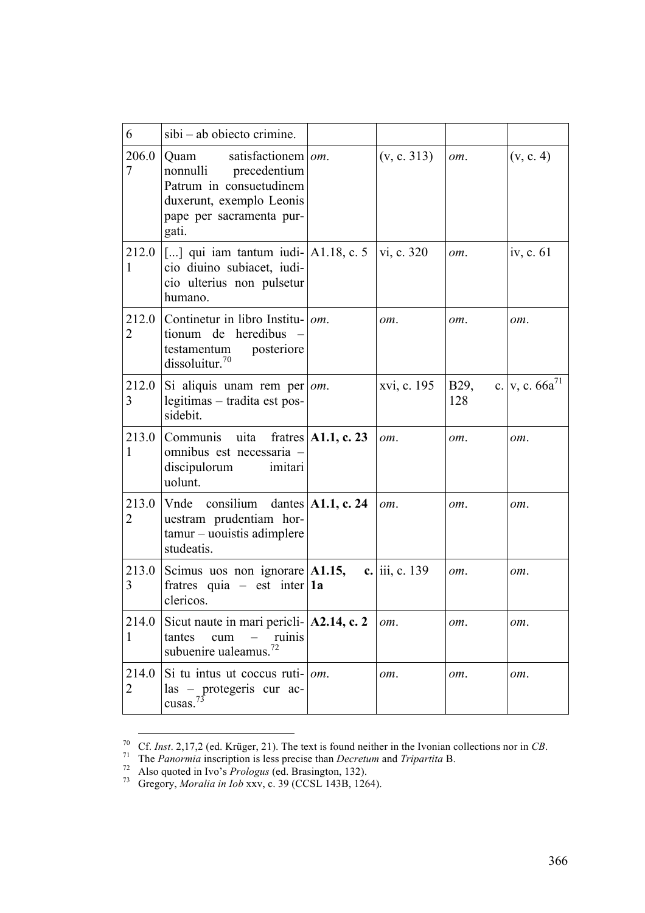| | | | | | |
|---|---|---|---|---|---|
| 6 | sibi – ab obiecto crimine. | | | | |
| 206.07 | Quam satisfactionem nonnulli precedentium Patrum in consuetudinem duxerunt, exemplo Leonis pape per sacramenta purgati. | *om*. | (v, c. 313) | *om*. | (v, c. 4) |
| 212.01 | [...] qui iam tantum iudicio diuino subiacet, iudicio ulterius non pulsetur humano. | A1.18, c. 5 | vi, c. 320 | *om*. | iv, c. 61 |
| 212.02 | Continetur in libro Institutionum de heredibus – testamentum posteriore dissoluitur.[70] | *om*. | *om*. | *om*. | *om*. |
| 212.03 | Si aliquis unam rem per legitimas – tradita est possidebit. | *om*. | xvi, c. 195 | B29, c. 128 | v, c. 66a[71] |
| 213.01 | Communis uita fratres omnibus est necessaria – discipulorum imitari uolunt. | **A1.1, c. 23** | *om*. | *om*. | *om*. |
| 213.02 | Vnde consilium dantes uestram prudentiam hortamur – uouistis adimplere studeatis. | **A1.1, c. 24** | *om*. | *om*. | *om*. |
| 213.03 | Scimus uos non ignorare fratres quia – est inter clericos. | **A1.15, c. 1a** | iii, c. 139 | *om*. | *om*. |
| 214.01 | Sicut naute in mari periclitantes cum – ruinis subuenire ualeamus.[72] | **A2.14, c. 2** | *om*. | *om*. | *om*. |
| 214.02 | Si tu intus ut coccus rutilas – protegeris cur accusas.[73] | *om*. | *om*. | *om*. | *om*. |

[70] Cf. *Inst*. 2,17,2 (ed. Krüger, 21). The text is found neither in the Ivonian collections nor in *CB*.

[71] The *Panormia* inscription is less precise than *Decretum* and *Tripartita* B.

[72] Also quoted in Ivo's *Prologus* (ed. Brasington, 132).

[73] Gregory, *Moralia in Iob* xxv, c. 39 (CCSL 143B, 1264).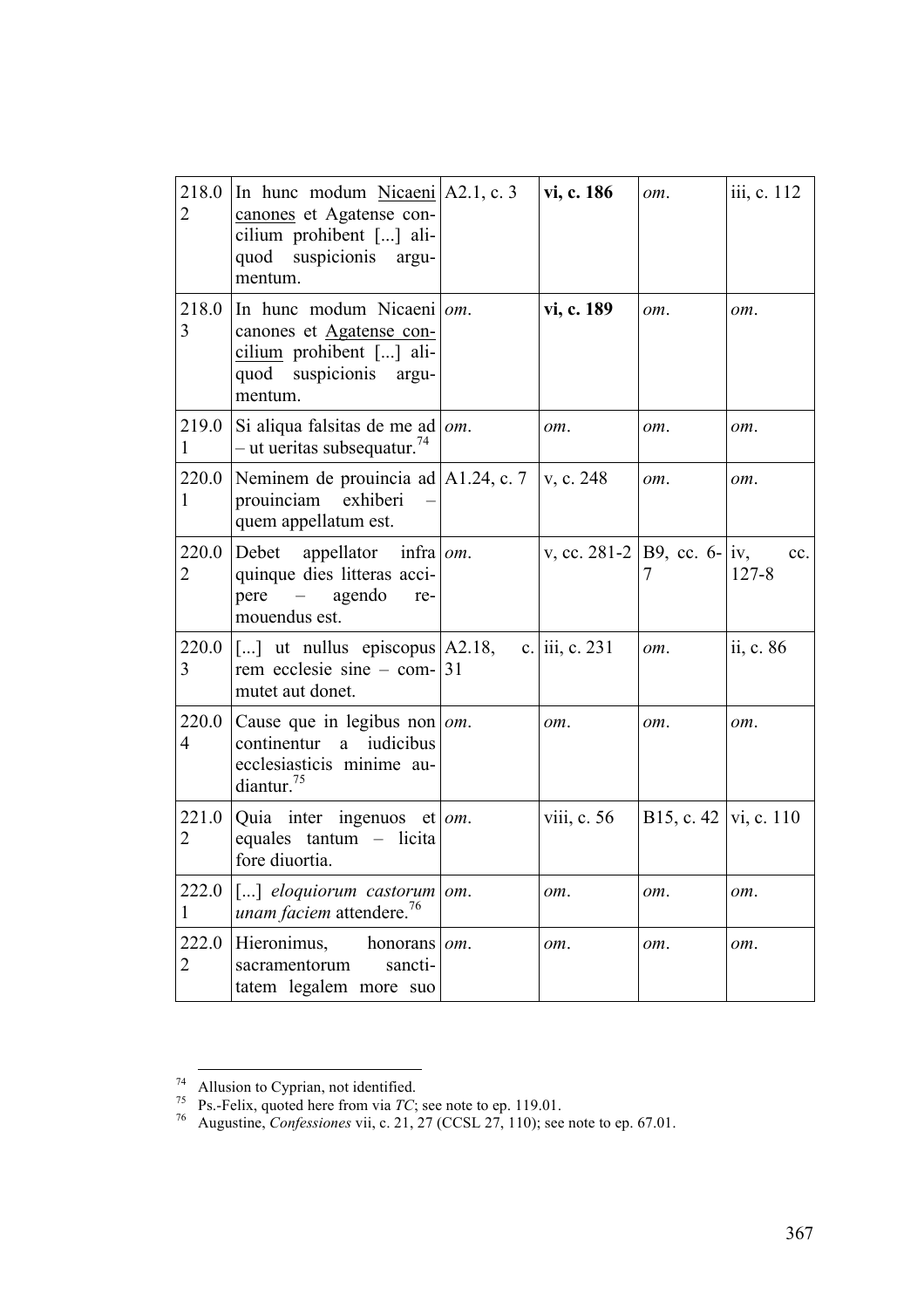| 218.02 | In hunc modum <u>Nicaeni canones</u> et Agatense concilium prohibent [...] aliquod suspicionis argumentum. | A2.1, c. 3 | **vi, c. 186** | *om.* | iii, c. 112 |
|---|---|---|---|---|---|
| 218.03 | In hunc modum Nicaeni canones et <u>Agatense concilium</u> prohibent [...] aliquod suspicionis argumentum. | *om.* | **vi, c. 189** | *om.* | *om.* |
| 219.01 | Si aliqua falsitas de me ad – ut ueritas subsequatur.[74] | *om.* | *om.* | *om.* | *om.* |
| 220.01 | Neminem de prouincia ad prouinciam exhiberi – quem appellatum est. | A1.24, c. 7 | v, c. 248 | *om.* | *om.* |
| 220.02 | Debet appellator infra quinque dies litteras accipere – agendo remouendus est. | *om.* | v, cc. 281-2 | B9, cc. 6-7 | iv, cc. 127-8 |
| 220.03 | [...] ut nullus episcopus rem ecclesie sine – commutet aut donet. | A2.18, c. 31 | iii, c. 231 | *om.* | ii, c. 86 |
| 220.04 | Cause que in legibus non continentur a iudicibus ecclesiasticis minime audiantur.[75] | *om.* | *om.* | *om.* | *om.* |
| 221.02 | Quia inter ingenuos et equales tantum – licita fore diuortia. | *om.* | viii, c. 56 | B15, c. 42 | vi, c. 110 |
| 222.01 | [...] *eloquiorum castorum unam faciem* attendere.[76] | *om.* | *om.* | *om.* | *om.* |
| 222.02 | Hieronimus, honorans sacramentorum sanctitatem legalem more suo | *om.* | *om.* | *om.* | *om.* |

[74] Allusion to Cyprian, not identified.

[75] Ps.-Felix, quoted here from via *TC*; see note to ep. 119.01.

[76] Augustine, *Confessiones* vii, c. 21, 27 (CCSL 27, 110); see note to ep. 67.01.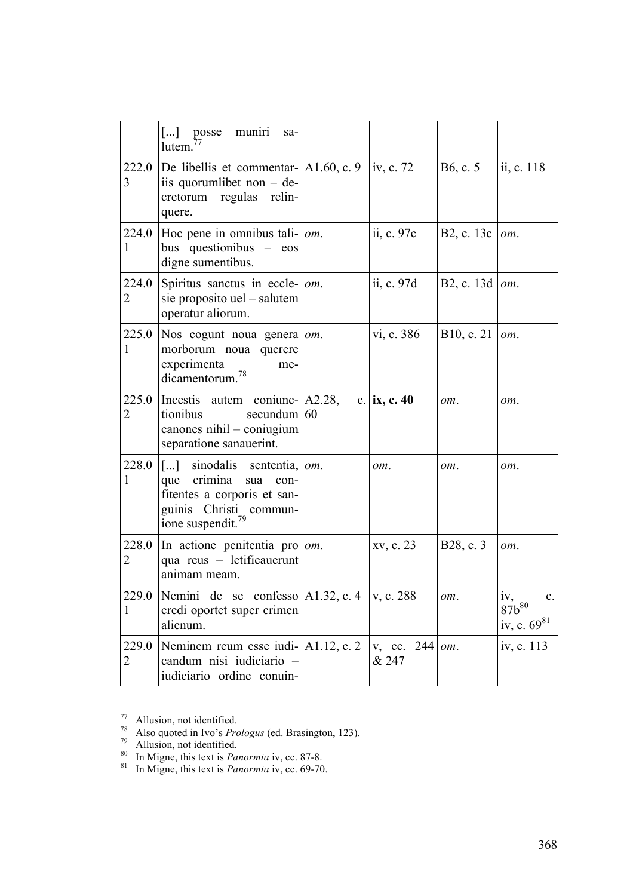| | | | | | |
|---|---|---|---|---|---|
| | [...] posse muniri salutem.[77] | | | | |
| 222.03 | De libellis et commentariis quorumlibet non – decretorum regulas relinquere. | A1.60, c. 9 | iv, c. 72 | B6, c. 5 | ii, c. 118 |
| 224.01 | Hoc pene in omnibus talibus questionibus – eos digne sumentibus. | *om.* | ii, c. 97c | B2, c. 13c | *om.* |
| 224.02 | Spiritus sanctus in ecclesie proposito uel – salutem operatur aliorum. | *om.* | ii, c. 97d | B2, c. 13d | *om.* |
| 225.01 | Nos cogunt noua genera morborum noua querere experimenta medicamentorum.[78] | *om.* | vi, c. 386 | B10, c. 21 | *om.* |
| 225.02 | Incestis autem coniunctionibus secundum canones nihil – coniugium separatione sanauerint. | A2.28, c. 60 | **ix, c. 40** | *om.* | *om.* |
| 228.01 | [...] sinodalis sententia, que crimina sua confitentes a corporis et sanguinis Christi communione suspendit.[79] | *om.* | *om.* | *om.* | *om.* |
| 228.02 | In actione penitentia pro qua reus – letificauerunt animam meam. | *om.* | xv, c. 23 | B28, c. 3 | *om.* |
| 229.01 | Nemini de se confesso credi oportet super crimen alienum. | A1.32, c. 4 | v, c. 288 | *om.* | iv, c. 87b[80] iv, c. 69[81] |
| 229.02 | Neminem reum esse iudicandum nisi iudiciario – iudiciario ordine conuin- | A1.12, c. 2 | v, cc. 244 & 247 | *om.* | iv, c. 113 |

[77] Allusion, not identified.

[78] Also quoted in Ivo's *Prologus* (ed. Brasington, 123).

[79] Allusion, not identified.

[80] In Migne, this text is *Panormia* iv, cc. 87-8.

[81] In Migne, this text is *Panormia* iv, cc. 69-70.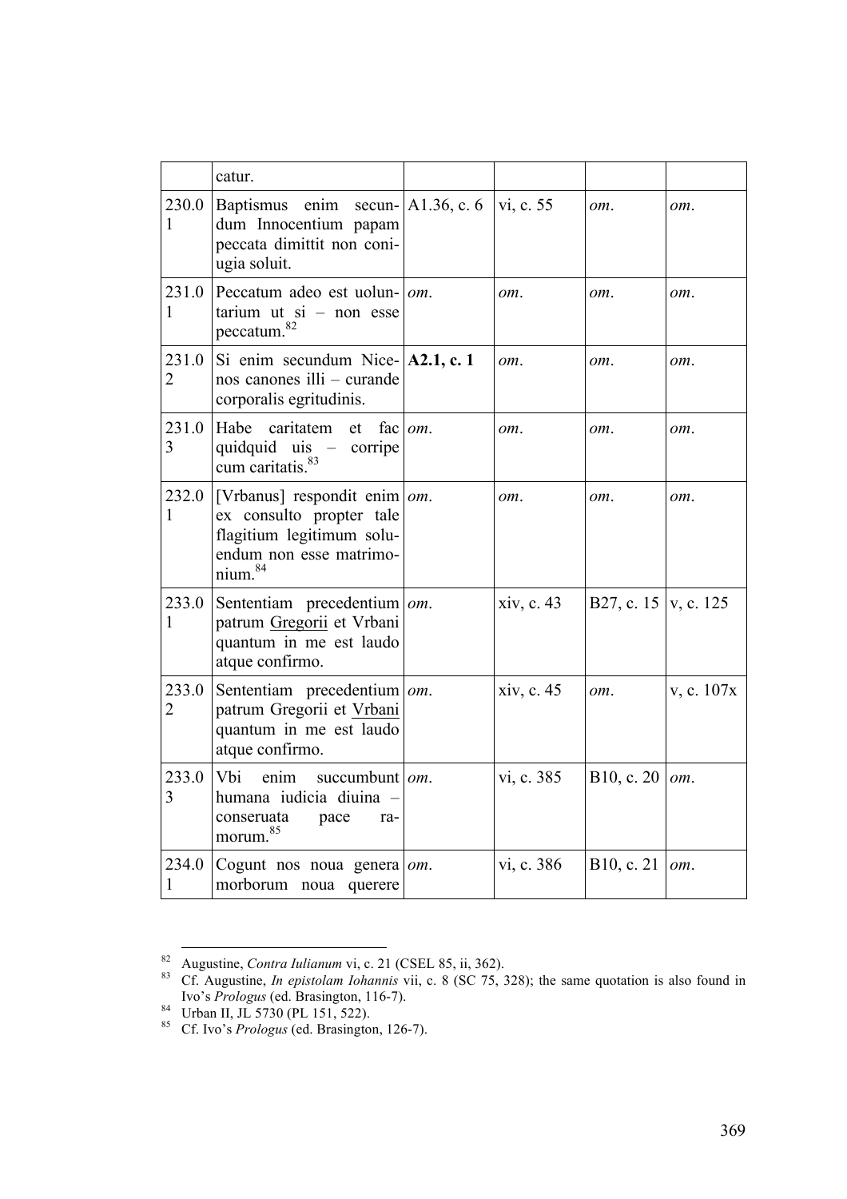| | catur. | | | | |
|---|---|---|---|---|---|
| 230.01 | Baptismus enim secundum Innocentium papam peccata dimittit non coniugia soluit. | A1.36, c. 6 | vi, c. 55 | *om.* | *om.* |
| 231.01 | Peccatum adeo est uoluntarium ut si – non esse peccatum.[82] | *om.* | *om.* | *om.* | *om.* |
| 231.02 | Si enim secundum Nicenos canones illi – curande corporalis egritudinis. | **A2.1, c. 1** | *om.* | *om.* | *om.* |
| 231.03 | Habe caritatem et fac quidquid uis – corripe cum caritatis.[83] | *om.* | *om.* | *om.* | *om.* |
| 232.01 | [Vrbanus] respondit enim ex consulto propter tale flagitium legitimum soluendum non esse matrimonium.[84] | *om.* | *om.* | *om.* | *om.* |
| 233.01 | Sententiam precedentium patrum <u>Gregorii</u> et Vrbani quantum in me est laudo atque confirmo. | *om.* | xiv, c. 43 | B27, c. 15 | v, c. 125 |
| 233.02 | Sententiam precedentium patrum Gregorii et <u>Vrbani</u> quantum in me est laudo atque confirmo. | *om.* | xiv, c. 45 | *om.* | v, c. 107x |
| 233.03 | Vbi enim succumbunt humana iudicia diuina – conseruata pace ramorum.[85] | *om.* | vi, c. 385 | B10, c. 20 | *om.* |
| 234.01 | Cogunt nos noua genera morborum noua querere | *om.* | vi, c. 386 | B10, c. 21 | *om.* |

[82] Augustine, *Contra Iulianum* vi, c. 21 (CSEL 85, ii, 362).

[83] Cf. Augustine, *In epistolam Iohannis* vii, c. 8 (SC 75, 328); the same quotation is also found in Ivo's *Prologus* (ed. Brasington, 116-7).

[84] Urban II, JL 5730 (PL 151, 522).

[85] Cf. Ivo's *Prologus* (ed. Brasington, 126-7).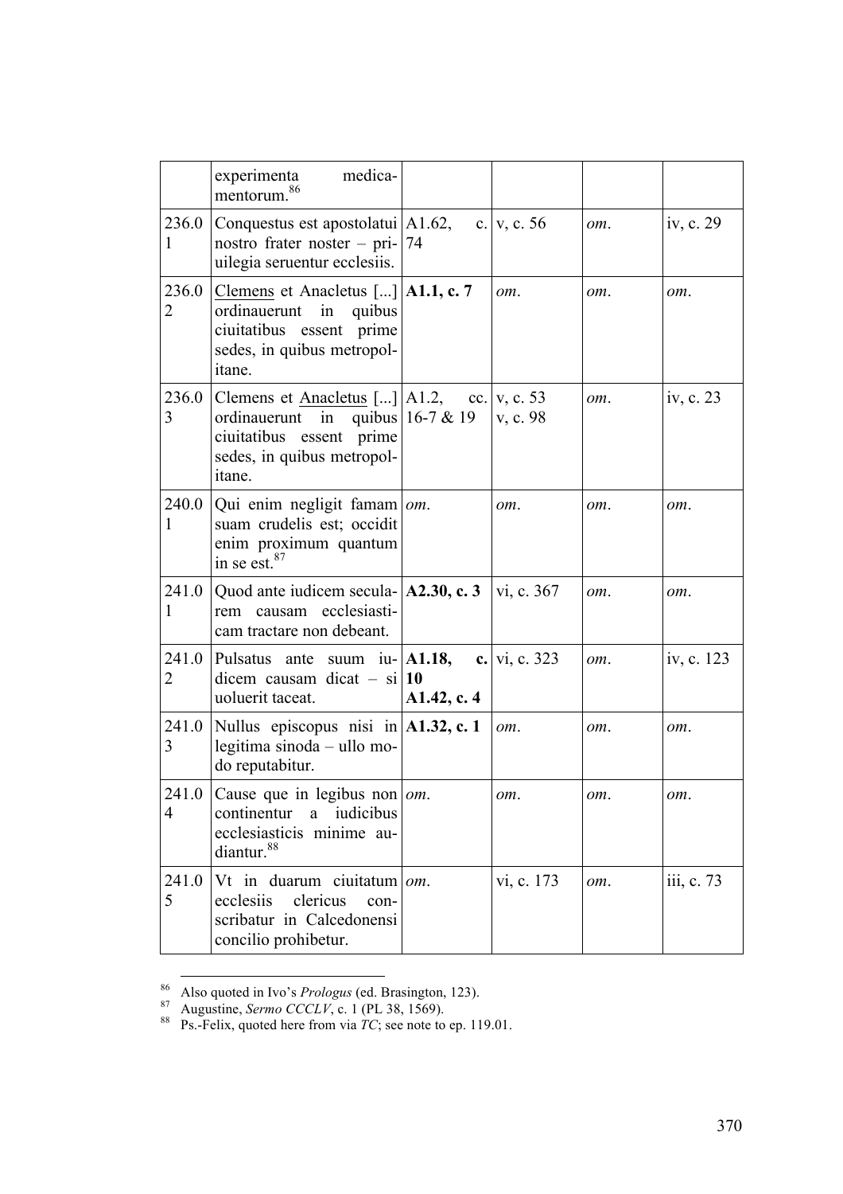| | | | | | |
|---|---|---|---|---|---|
| | experimenta medicamentorum.[86] | | | | |
| 236.01 | Conquestus est apostolatui nostro frater noster – priuilegia seruentur ecclesiis. | A1.62, c. 74 | v, c. 56 | *om.* | iv, c. 29 |
| 236.02 | Clemens et Anacletus [...] ordinauerunt in quibus ciuitatibus essent prime sedes, in quibus metropolitane. | **A1.1, c. 7** | *om.* | *om.* | *om.* |
| 236.03 | Clemens et Anacletus [...] ordinauerunt in quibus ciuitatibus essent prime sedes, in quibus metropolitane. | A1.2, cc. 16-7 & 19 | v, c. 53<br>v, c. 98 | *om.* | iv, c. 23 |
| 240.01 | Qui enim negligit famam suam crudelis est; occidit enim proximum quantum in se est.[87] | *om.* | *om.* | *om.* | *om.* |
| 241.01 | Quod ante iudicem secularem causam ecclesiasticam tractare non debeant. | **A2.30, c. 3** | vi, c. 367 | *om.* | *om.* |
| 241.02 | Pulsatus ante suum iudicem causam dicat – si uoluerit taceat. | **A1.18, c. 10**<br>**A1.42, c. 4** | vi, c. 323 | *om.* | iv, c. 123 |
| 241.03 | Nullus episcopus nisi in legitima sinoda – ullo modo reputabitur. | **A1.32, c. 1** | *om.* | *om.* | *om.* |
| 241.04 | Cause que in legibus non continentur a iudicibus ecclesiasticis minime audiantur.[88] | *om.* | *om.* | *om.* | *om.* |
| 241.05 | Vt in duarum ciuitatum ecclesiis clericus conscribatur in Calcedonensi concilio prohibetur. | *om.* | vi, c. 173 | *om.* | iii, c. 73 |

[86] Also quoted in Ivo's *Prologus* (ed. Brasington, 123).

[87] Augustine, *Sermo CCCLV*, c. 1 (PL 38, 1569).

[88] Ps.-Felix, quoted here from via *TC*; see note to ep. 119.01.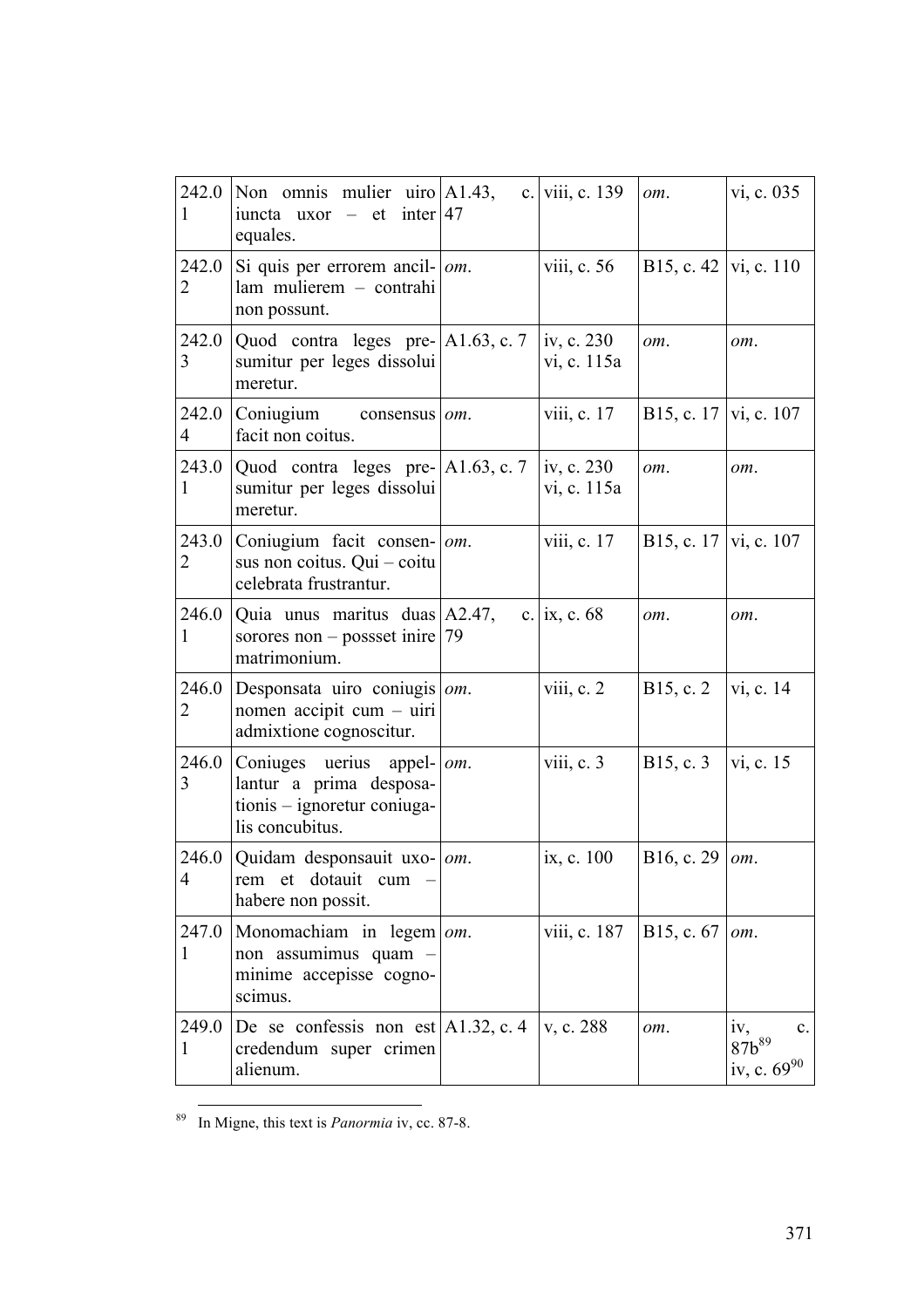| | | | | | |
|---|---|---|---|---|---|
| 242.01 | Non omnis mulier uiro iuncta uxor – et inter equales. | A1.43, c. 47 | viii, c. 139 | *om*. | vi, c. 035 |
| 242.02 | Si quis per errorem ancillam mulierem – contrahi non possunt. | *om*. | viii, c. 56 | B15, c. 42 | vi, c. 110 |
| 242.03 | Quod contra leges presumitur per leges dissolui meretur. | A1.63, c. 7 | iv, c. 230<br>vi, c. 115a | *om*. | *om*. |
| 242.04 | Coniugium consensus facit non coitus. | *om*. | viii, c. 17 | B15, c. 17 | vi, c. 107 |
| 243.01 | Quod contra leges presumitur per leges dissolui meretur. | A1.63, c. 7 | iv, c. 230<br>vi, c. 115a | *om*. | *om*. |
| 243.02 | Coniugium facit consensus non coitus. Qui – coitu celebrata frustrantur. | *om*. | viii, c. 17 | B15, c. 17 | vi, c. 107 |
| 246.01 | Quia unus maritus duas sorores non – possset inire matrimonium. | A2.47, c. 79 | ix, c. 68 | *om*. | *om*. |
| 246.02 | Desponsata uiro coniugis nomen accipit cum – uiri admixtione cognoscitur. | *om*. | viii, c. 2 | B15, c. 2 | vi, c. 14 |
| 246.03 | Coniuges uerius appellantur a prima desposationis – ignoretur coniugalis concubitus. | *om*. | viii, c. 3 | B15, c. 3 | vi, c. 15 |
| 246.04 | Quidam desponsauit uxorem et dotauit cum – habere non possit. | *om*. | ix, c. 100 | B16, c. 29 | *om*. |
| 247.01 | Monomachiam in legem non assumimus quam – minime accepisse cognoscimus. | *om*. | viii, c. 187 | B15, c. 67 | *om*. |
| 249.01 | De se confessis non est credendum super crimen alienum. | A1.32, c. 4 | v, c. 288 | *om*. | iv, c. 87b[89]<br>iv, c. 69[90] |

[89] In Migne, this text is *Panormia* iv, cc. 87-8.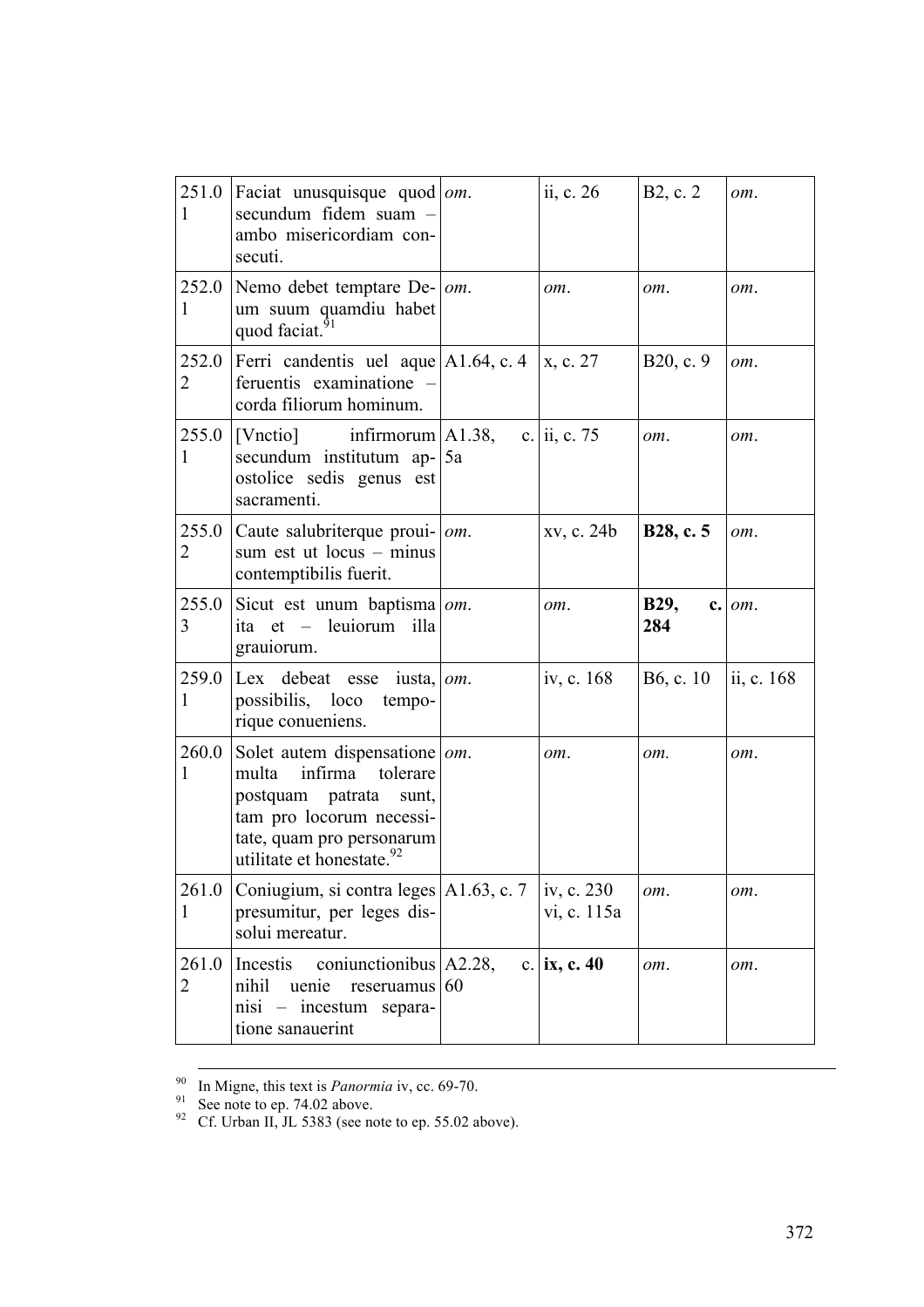| 251.01 | Faciat unusquisque quod secundum fidem suam – ambo misericordiam consecuti. | *om.* | ii, c. 26 | B2, c. 2 | *om.* |
|---|---|---|---|---|---|
| 252.01 | Nemo debet temptare Deum suum quamdiu habet quod faciat.[91] | *om.* | *om.* | *om.* | *om.* |
| 252.02 | Ferri candentis uel aque feruentis examinatione – corda filiorum hominum. | A1.64, c. 4 | x, c. 27 | B20, c. 9 | *om.* |
| 255.01 | [Vnctio] infirmorum secundum institutum apostolice sedis genus est sacramenti. | A1.38, c. 5a | ii, c. 75 | *om.* | *om.* |
| 255.02 | Caute salubriterque prouisum est ut locus – minus contemptibilis fuerit. | *om.* | xv, c. 24b | **B28, c. 5** | *om.* |
| 255.03 | Sicut est unum baptisma ita et – leuiorum illa grauiorum. | *om.* | *om.* | **B29, c. 284** | *om.* |
| 259.01 | Lex debeat esse iusta, possibilis, loco temporique conueniens. | *om.* | iv, c. 168 | B6, c. 10 | ii, c. 168 |
| 260.01 | Solet autem dispensatione multa infirma tolerare postquam patrata sunt, tam pro locorum necessitate, quam pro personarum utilitate et honestate.[92] | *om.* | *om.* | *om.* | *om.* |
| 261.01 | Coniugium, si contra leges presumitur, per leges dissolui mereatur. | A1.63, c. 7 | iv, c. 230<br>vi, c. 115a | *om.* | *om.* |
| 261.02 | Incestis coniunctionibus nihil uenie reseruamus nisi – incestum separatione sanauerint | A2.28, c. 60 | **ix, c. 40** | *om.* | *om.* |

[90] In Migne, this text is *Panormia* iv, cc. 69-70.
[91] See note to ep. 74.02 above.
[92] Cf. Urban II, JL 5383 (see note to ep. 55.02 above).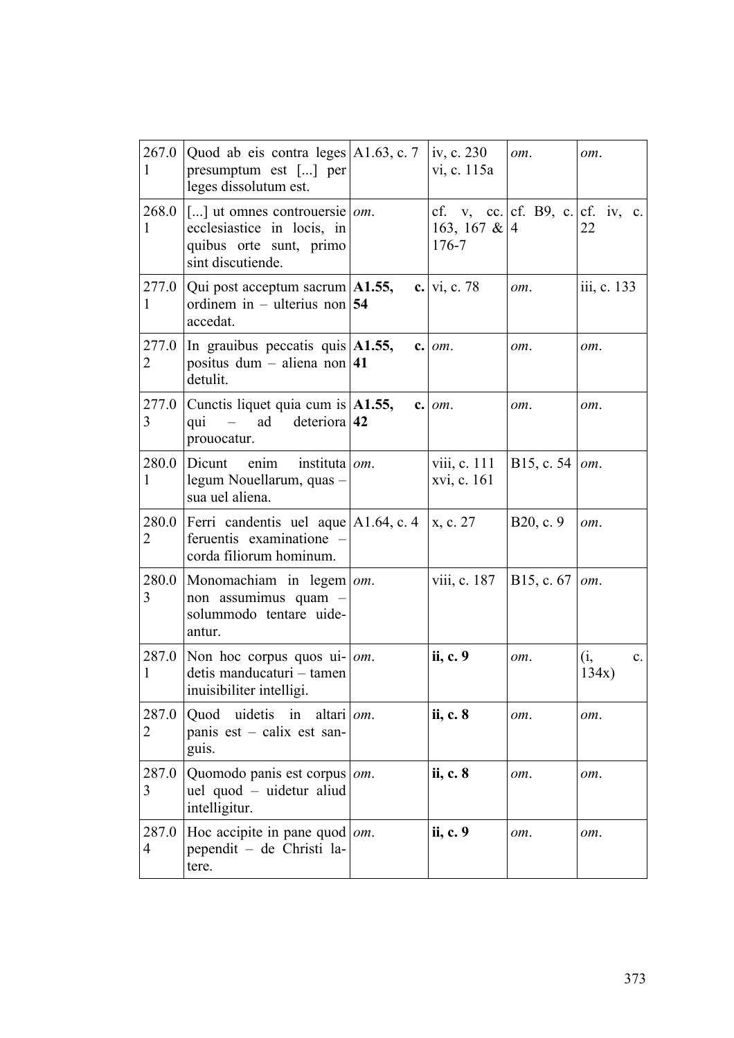| 267.01 | Quod ab eis contra leges presumptum est [...] per leges dissolutum est. | A1.63, c. 7 | iv, c. 230<br>vi, c. 115a | *om*. | *om*. |
|---|---|---|---|---|---|
| 268.01 | [...] ut omnes controuersie ecclesiastice in locis, in quibus orte sunt, primo sint discutiende. | *om*. | cf. v, cc. 163, 167 & 176-7 | cf. B9, c. 4 | cf. iv, c. 22 |
| 277.01 | Qui post acceptum sacrum ordinem in – ulterius non accedat. | **A1.55, c. 54** | vi, c. 78 | *om*. | iii, c. 133 |
| 277.02 | In grauibus peccatis quis positus dum – aliena non detulit. | **A1.55, c. 41** | *om*. | *om*. | *om*. |
| 277.03 | Cunctis liquet quia cum is qui – ad deteriora prouocatur. | **A1.55, c. 42** | *om*. | *om*. | *om*. |
| 280.01 | Dicunt enim instituta legum Nouellarum, quas – sua uel aliena. | *om*. | viii, c. 111<br>xvi, c. 161 | B15, c. 54 | *om*. |
| 280.02 | Ferri candentis uel aque feruentis examinatione – corda filiorum hominum. | A1.64, c. 4 | x, c. 27 | B20, c. 9 | *om*. |
| 280.03 | Monomachiam in legem non assumimus quam – solummodo tentare uideantur. | *om*. | viii, c. 187 | B15, c. 67 | *om*. |
| 287.01 | Non hoc corpus quos uidetis manducaturi – tamen inuisibiliter intelligi. | *om*. | **ii, c. 9** | *om*. | (i, c. 134x) |
| 287.02 | Quod uidetis in altari panis est – calix est sanguis. | *om*. | **ii, c. 8** | *om*. | *om*. |
| 287.03 | Quomodo panis est corpus uel quod – uidetur aliud intelligitur. | *om*. | **ii, c. 8** | *om*. | *om*. |
| 287.04 | Hoc accipite in pane quod pependit – de Christi latere. | *om*. | **ii, c. 9** | *om*. | *om*. |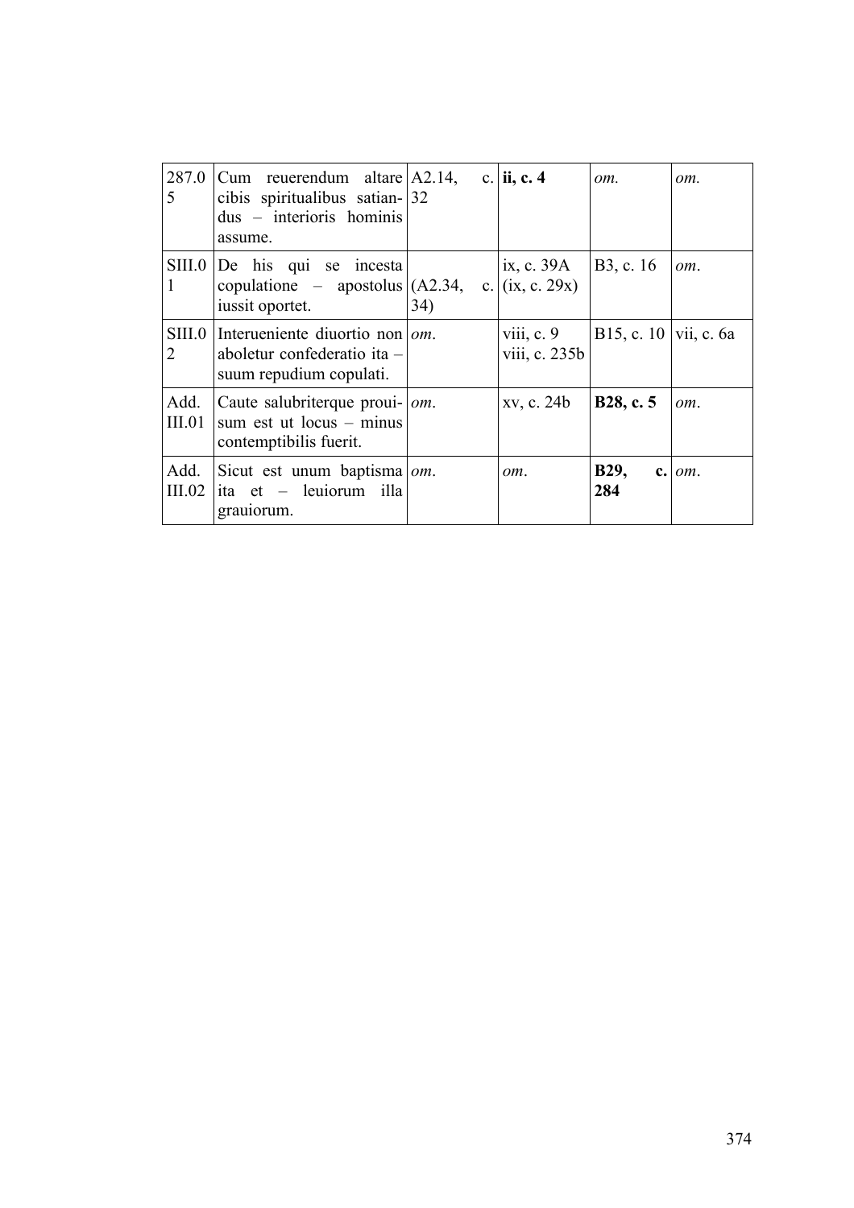| | | | | | |
|---|---|---|---|---|---|
| 287.05 | Cum reuerendum altare cibis spiritualibus satiandus – interioris hominis assume. | A2.14, c. 32 | **ii, c. 4** | *om.* | *om.* |
| SIII.01 | De his qui se incesta copulatione – apostolus iussit oportet. | (A2.34, c. 34) | ix, c. 39A (ix, c. 29x) | B3, c. 16 | *om*. |
| SIII.02 | Interueniente diuortio non aboletur confederatio ita – suum repudium copulati. | *om*. | viii, c. 9 viii, c. 235b | B15, c. 10 | vii, c. 6a |
| Add. III.01 | Caute salubriterque prouisum est ut locus – minus contemptibilis fuerit. | *om*. | xv, c. 24b | **B28, c. 5** | *om*. |
| Add. III.02 | Sicut est unum baptisma ita et – leuiorum illa grauiorum. | *om*. | *om*. | **B29, c. 284** | *om*. |